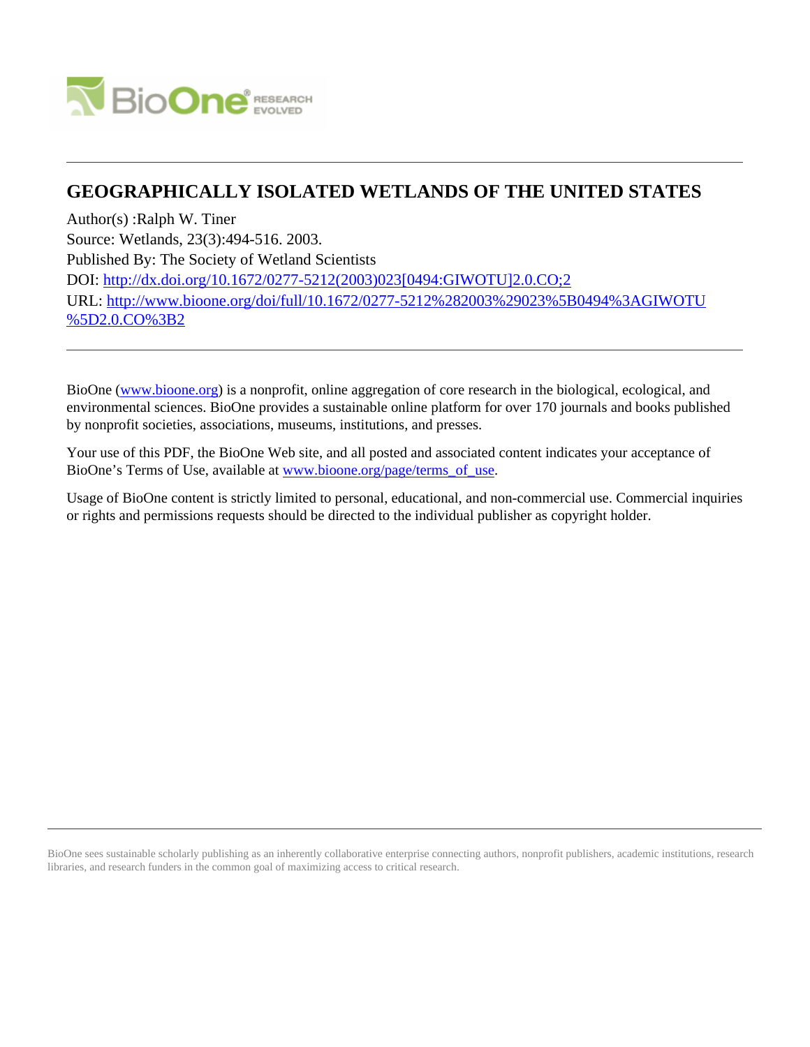# GEOGRAPHICALLY ISOLATED WETLANDS OF THE UNITED STATES

Author(s) :Ralph W. Tiner
Source: Wetlands, 23(3):494-516. 2003.
Published By: The Society of Wetland Scientists
DOI: http://dx.doi.org/10.1672/0277-5212(2003)023[0494:GIWOTU]2.0.CO;2
URL: http://www.bioone.org/doi/full/10.1672/0277-5212%282003%29023%5B0494%3AGIWOTU%5D2.0.CO%3B2

---

BioOne (www.bioone.org) is a nonprofit, online aggregation of core research in the biological, ecological, and environmental sciences. BioOne provides a sustainable online platform for over 170 journals and books published by nonprofit societies, associations, museums, institutions, and presses.

Your use of this PDF, the BioOne Web site, and all posted and associated content indicates your acceptance of BioOne's Terms of Use, available at www.bioone.org/page/terms_of_use.

Usage of BioOne content is strictly limited to personal, educational, and non-commercial use. Commercial inquiries or rights and permissions requests should be directed to the individual publisher as copyright holder.

---

BioOne sees sustainable scholarly publishing as an inherently collaborative enterprise connecting authors, nonprofit publishers, academic institutions, research libraries, and research funders in the common goal of maximizing access to critical research.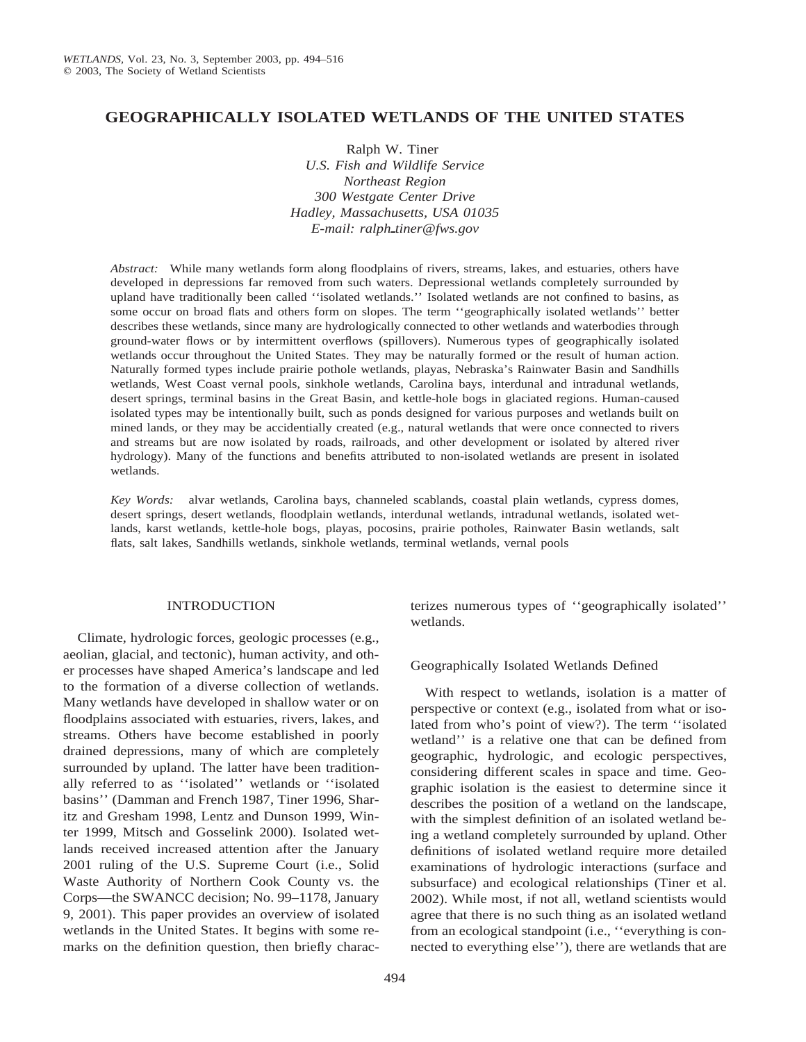# GEOGRAPHICALLY ISOLATED WETLANDS OF THE UNITED STATES

Ralph W. Tiner
*U.S. Fish and Wildlife Service*
*Northeast Region*
*300 Westgate Center Drive*
*Hadley, Massachusetts, USA 01035*
*E-mail: ralph_tiner@fws.gov*

*Abstract:* While many wetlands form along floodplains of rivers, streams, lakes, and estuaries, others have developed in depressions far removed from such waters. Depressional wetlands completely surrounded by upland have traditionally been called ''isolated wetlands.'' Isolated wetlands are not confined to basins, as some occur on broad flats and others form on slopes. The term ''geographically isolated wetlands'' better describes these wetlands, since many are hydrologically connected to other wetlands and waterbodies through ground-water flows or by intermittent overflows (spillovers). Numerous types of geographically isolated wetlands occur throughout the United States. They may be naturally formed or the result of human action. Naturally formed types include prairie pothole wetlands, playas, Nebraska's Rainwater Basin and Sandhills wetlands, West Coast vernal pools, sinkhole wetlands, Carolina bays, interdunal and intradunal wetlands, desert springs, terminal basins in the Great Basin, and kettle-hole bogs in glaciated regions. Human-caused isolated types may be intentionally built, such as ponds designed for various purposes and wetlands built on mined lands, or they may be accidentially created (e.g., natural wetlands that were once connected to rivers and streams but are now isolated by roads, railroads, and other development or isolated by altered river hydrology). Many of the functions and benefits attributed to non-isolated wetlands are present in isolated wetlands.

*Key Words:* alvar wetlands, Carolina bays, channeled scablands, coastal plain wetlands, cypress domes, desert springs, desert wetlands, floodplain wetlands, interdunal wetlands, intradunal wetlands, isolated wetlands, karst wetlands, kettle-hole bogs, playas, pocosins, prairie potholes, Rainwater Basin wetlands, salt flats, salt lakes, Sandhills wetlands, sinkhole wetlands, terminal wetlands, vernal pools

## INTRODUCTION

Climate, hydrologic forces, geologic processes (e.g., aeolian, glacial, and tectonic), human activity, and other processes have shaped America's landscape and led to the formation of a diverse collection of wetlands. Many wetlands have developed in shallow water or on floodplains associated with estuaries, rivers, lakes, and streams. Others have become established in poorly drained depressions, many of which are completely surrounded by upland. The latter have been traditionally referred to as ''isolated'' wetlands or ''isolated basins'' (Damman and French 1987, Tiner 1996, Sharitz and Gresham 1998, Lentz and Dunson 1999, Winter 1999, Mitsch and Gosselink 2000). Isolated wetlands received increased attention after the January 2001 ruling of the U.S. Supreme Court (i.e., Solid Waste Authority of Northern Cook County vs. the Corps—the SWANCC decision; No. 99–1178, January 9, 2001). This paper provides an overview of isolated wetlands in the United States. It begins with some remarks on the definition question, then briefly characterizes numerous types of ''geographically isolated'' wetlands.

### Geographically Isolated Wetlands Defined

With respect to wetlands, isolation is a matter of perspective or context (e.g., isolated from what or isolated from who's point of view?). The term ''isolated wetland'' is a relative one that can be defined from geographic, hydrologic, and ecologic perspectives, considering different scales in space and time. Geographic isolation is the easiest to determine since it describes the position of a wetland on the landscape, with the simplest definition of an isolated wetland being a wetland completely surrounded by upland. Other definitions of isolated wetland require more detailed examinations of hydrologic interactions (surface and subsurface) and ecological relationships (Tiner et al. 2002). While most, if not all, wetland scientists would agree that there is no such thing as an isolated wetland from an ecological standpoint (i.e., ''everything is connected to everything else''), there are wetlands that are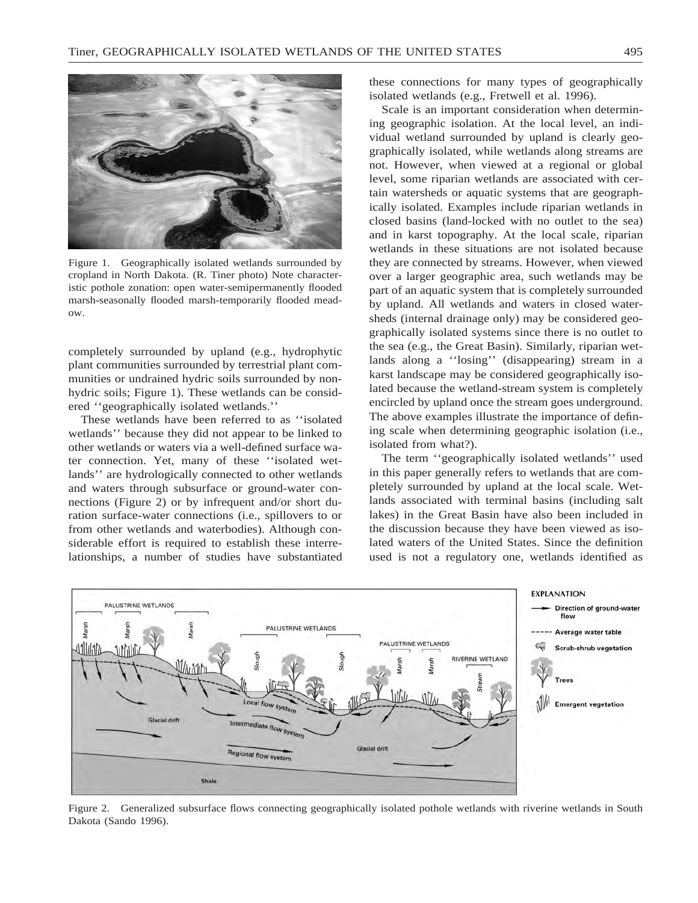Figure 1. Geographically isolated wetlands surrounded by cropland in North Dakota. (R. Tiner photo) Note characteristic pothole zonation: open water-semipermanently flooded marsh-seasonally flooded marsh-temporarily flooded meadow.

completely surrounded by upland (e.g., hydrophytic plant communities surrounded by terrestrial plant communities or undrained hydric soils surrounded by nonhydric soils; Figure 1). These wetlands can be considered ''geographically isolated wetlands.''

These wetlands have been referred to as ''isolated wetlands'' because they did not appear to be linked to other wetlands or waters via a well-defined surface water connection. Yet, many of these ''isolated wetlands'' are hydrologically connected to other wetlands and waters through subsurface or ground-water connections (Figure 2) or by infrequent and/or short duration surface-water connections (i.e., spillovers to or from other wetlands and waterbodies). Although considerable effort is required to establish these interrelationships, a number of studies have substantiated these connections for many types of geographically isolated wetlands (e.g., Fretwell et al. 1996).

Scale is an important consideration when determining geographic isolation. At the local level, an individual wetland surrounded by upland is clearly geographically isolated, while wetlands along streams are not. However, when viewed at a regional or global level, some riparian wetlands are associated with certain watersheds or aquatic systems that are geographically isolated. Examples include riparian wetlands in closed basins (land-locked with no outlet to the sea) and in karst topography. At the local scale, riparian wetlands in these situations are not isolated because they are connected by streams. However, when viewed over a larger geographic area, such wetlands may be part of an aquatic system that is completely surrounded by upland. All wetlands and waters in closed watersheds (internal drainage only) may be considered geographically isolated systems since there is no outlet to the sea (e.g., the Great Basin). Similarly, riparian wetlands along a ''losing'' (disappearing) stream in a karst landscape may be considered geographically isolated because the wetland-stream system is completely encircled by upland once the stream goes underground. The above examples illustrate the importance of defining scale when determining geographic isolation (i.e., isolated from what?).

The term ''geographically isolated wetlands'' used in this paper generally refers to wetlands that are completely surrounded by upland at the local scale. Wetlands associated with terminal basins (including salt lakes) in the Great Basin have also been included in the discussion because they have been viewed as isolated waters of the United States. Since the definition used is not a regulatory one, wetlands identified as

PALUSTRINE WETLANDS
Marsh
Marsh
Marsh
PALUSTRINE WETLANDS
Slough
Slough
PALUSTRINE WETLANDS
Marsh
Marsh
RIVERINE WETLAND
Stream
Local flow system
Intermediate flow system
Regional flow system
Glacial drift
Glacial drift
Shale

EXPLANATION
Direction of ground-water flow
Average water table
Scrub-shrub vegetation
Trees
Emergent vegetation

Figure 2. Generalized subsurface flows connecting geographically isolated pothole wetlands with riverine wetlands in South Dakota (Sando 1996).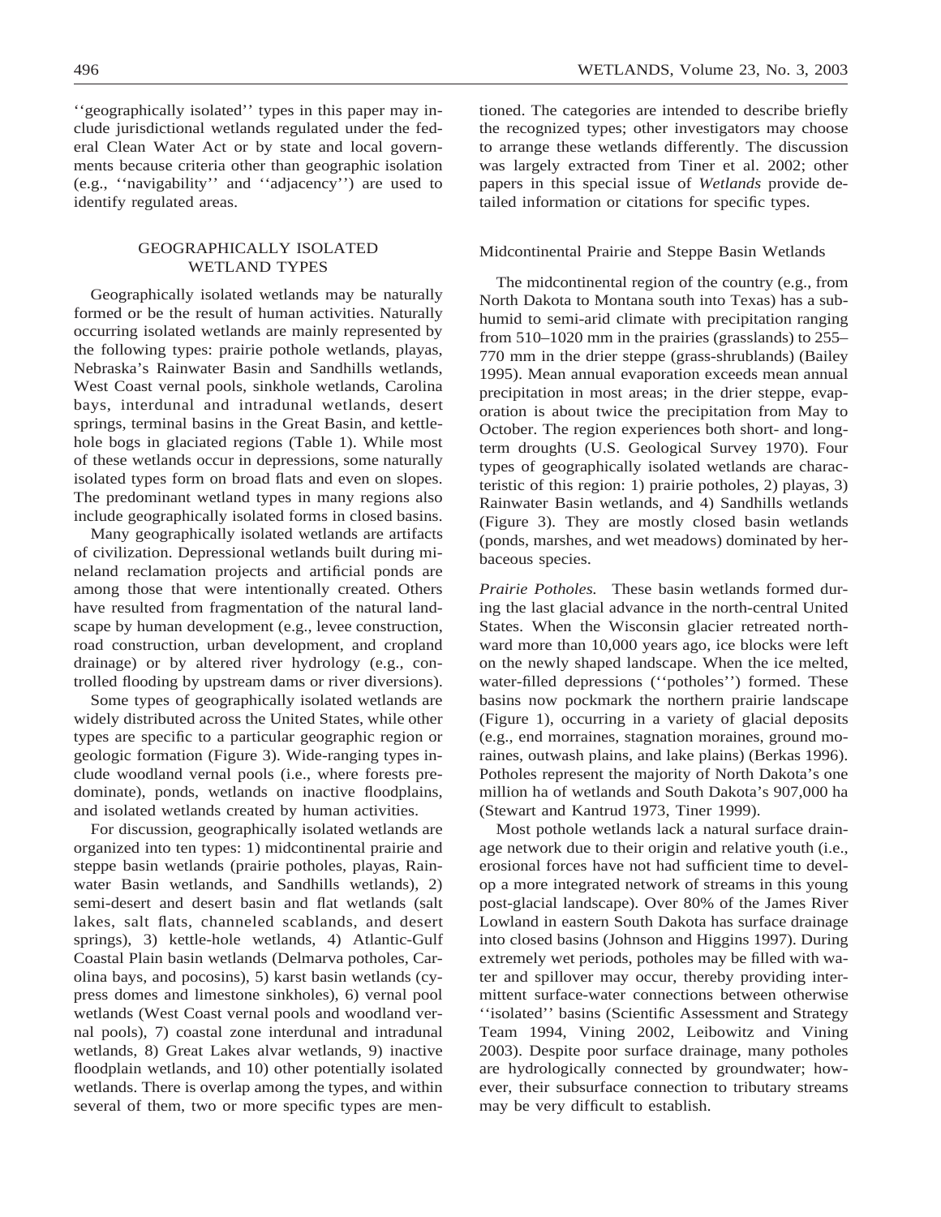''geographically isolated'' types in this paper may include jurisdictional wetlands regulated under the federal Clean Water Act or by state and local governments because criteria other than geographic isolation (e.g., ''navigability'' and ''adjacency'') are used to identify regulated areas.

## GEOGRAPHICALLY ISOLATED WETLAND TYPES

Geographically isolated wetlands may be naturally formed or be the result of human activities. Naturally occurring isolated wetlands are mainly represented by the following types: prairie pothole wetlands, playas, Nebraska's Rainwater Basin and Sandhills wetlands, West Coast vernal pools, sinkhole wetlands, Carolina bays, interdunal and intradunal wetlands, desert springs, terminal basins in the Great Basin, and kettle-hole bogs in glaciated regions (Table 1). While most of these wetlands occur in depressions, some naturally isolated types form on broad flats and even on slopes. The predominant wetland types in many regions also include geographically isolated forms in closed basins.

Many geographically isolated wetlands are artifacts of civilization. Depressional wetlands built during mineland reclamation projects and artificial ponds are among those that were intentionally created. Others have resulted from fragmentation of the natural landscape by human development (e.g., levee construction, road construction, urban development, and cropland drainage) or by altered river hydrology (e.g., controlled flooding by upstream dams or river diversions).

Some types of geographically isolated wetlands are widely distributed across the United States, while other types are specific to a particular geographic region or geologic formation (Figure 3). Wide-ranging types include woodland vernal pools (i.e., where forests predominate), ponds, wetlands on inactive floodplains, and isolated wetlands created by human activities.

For discussion, geographically isolated wetlands are organized into ten types: 1) midcontinental prairie and steppe basin wetlands (prairie potholes, playas, Rainwater Basin wetlands, and Sandhills wetlands), 2) semi-desert and desert basin and flat wetlands (salt lakes, salt flats, channeled scablands, and desert springs), 3) kettle-hole wetlands, 4) Atlantic-Gulf Coastal Plain basin wetlands (Delmarva potholes, Carolina bays, and pocosins), 5) karst basin wetlands (cypress domes and limestone sinkholes), 6) vernal pool wetlands (West Coast vernal pools and woodland vernal pools), 7) coastal zone interdunal and intradunal wetlands, 8) Great Lakes alvar wetlands, 9) inactive floodplain wetlands, and 10) other potentially isolated wetlands. There is overlap among the types, and within several of them, two or more specific types are mentioned. The categories are intended to describe briefly the recognized types; other investigators may choose to arrange these wetlands differently. The discussion was largely extracted from Tiner et al. 2002; other papers in this special issue of *Wetlands* provide detailed information or citations for specific types.

### Midcontinental Prairie and Steppe Basin Wetlands

The midcontinental region of the country (e.g., from North Dakota to Montana south into Texas) has a subhumid to semi-arid climate with precipitation ranging from 510–1020 mm in the prairies (grasslands) to 255–770 mm in the drier steppe (grass-shrublands) (Bailey 1995). Mean annual evaporation exceeds mean annual precipitation in most areas; in the drier steppe, evaporation is about twice the precipitation from May to October. The region experiences both short- and long-term droughts (U.S. Geological Survey 1970). Four types of geographically isolated wetlands are characteristic of this region: 1) prairie potholes, 2) playas, 3) Rainwater Basin wetlands, and 4) Sandhills wetlands (Figure 3). They are mostly closed basin wetlands (ponds, marshes, and wet meadows) dominated by herbaceous species.

*Prairie Potholes.* These basin wetlands formed during the last glacial advance in the north-central United States. When the Wisconsin glacier retreated northward more than 10,000 years ago, ice blocks were left on the newly shaped landscape. When the ice melted, water-filled depressions (''potholes'') formed. These basins now pockmark the northern prairie landscape (Figure 1), occurring in a variety of glacial deposits (e.g., end morraines, stagnation moraines, ground moraines, outwash plains, and lake plains) (Berkas 1996). Potholes represent the majority of North Dakota's one million ha of wetlands and South Dakota's 907,000 ha (Stewart and Kantrud 1973, Tiner 1999).

Most pothole wetlands lack a natural surface drainage network due to their origin and relative youth (i.e., erosional forces have not had sufficient time to develop a more integrated network of streams in this young post-glacial landscape). Over 80% of the James River Lowland in eastern South Dakota has surface drainage into closed basins (Johnson and Higgins 1997). During extremely wet periods, potholes may be filled with water and spillover may occur, thereby providing intermittent surface-water connections between otherwise ''isolated'' basins (Scientific Assessment and Strategy Team 1994, Vining 2002, Leibowitz and Vining 2003). Despite poor surface drainage, many potholes are hydrologically connected by groundwater; however, their subsurface connection to tributary streams may be very difficult to establish.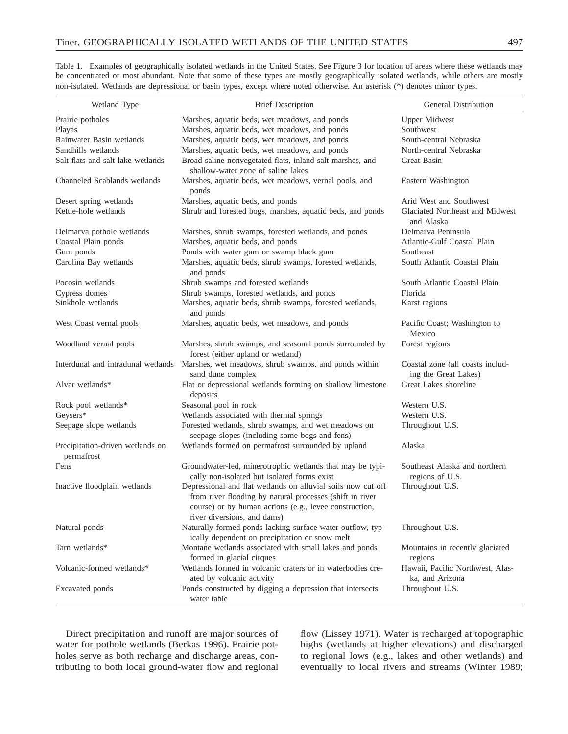Table 1. Examples of geographically isolated wetlands in the United States. See Figure 3 for location of areas where these wetlands may be concentrated or most abundant. Note that some of these types are mostly geographically isolated wetlands, while others are mostly non-isolated. Wetlands are depressional or basin types, except where noted otherwise. An asterisk (*) denotes minor types.

| Wetland Type | Brief Description | General Distribution |
|---|---|---|
| Prairie potholes | Marshes, aquatic beds, wet meadows, and ponds | Upper Midwest |
| Playas | Marshes, aquatic beds, wet meadows, and ponds | Southwest |
| Rainwater Basin wetlands | Marshes, aquatic beds, wet meadows, and ponds | South-central Nebraska |
| Sandhills wetlands | Marshes, aquatic beds, wet meadows, and ponds | North-central Nebraska |
| Salt flats and salt lake wetlands | Broad saline nonvegetated flats, inland salt marshes, and shallow-water zone of saline lakes | Great Basin |
| Channeled Scablands wetlands | Marshes, aquatic beds, wet meadows, vernal pools, and ponds | Eastern Washington |
| Desert spring wetlands | Marshes, aquatic beds, and ponds | Arid West and Southwest |
| Kettle-hole wetlands | Shrub and forested bogs, marshes, aquatic beds, and ponds | Glaciated Northeast and Midwest and Alaska |
| Delmarva pothole wetlands | Marshes, shrub swamps, forested wetlands, and ponds | Delmarva Peninsula |
| Coastal Plain ponds | Marshes, aquatic beds, and ponds | Atlantic-Gulf Coastal Plain |
| Gum ponds | Ponds with water gum or swamp black gum | Southeast |
| Carolina Bay wetlands | Marshes, aquatic beds, shrub swamps, forested wetlands, and ponds | South Atlantic Coastal Plain |
| Pocosin wetlands | Shrub swamps and forested wetlands | South Atlantic Coastal Plain |
| Cypress domes | Shrub swamps, forested wetlands, and ponds | Florida |
| Sinkhole wetlands | Marshes, aquatic beds, shrub swamps, forested wetlands, and ponds | Karst regions |
| West Coast vernal pools | Marshes, aquatic beds, wet meadows, and ponds | Pacific Coast; Washington to Mexico |
| Woodland vernal pools | Marshes, shrub swamps, and seasonal ponds surrounded by forest (either upland or wetland) | Forest regions |
| Interdunal and intradunal wetlands | Marshes, wet meadows, shrub swamps, and ponds within sand dune complex | Coastal zone (all coasts including the Great Lakes) |
| Alvar wetlands* | Flat or depressional wetlands forming on shallow limestone deposits | Great Lakes shoreline |
| Rock pool wetlands* | Seasonal pool in rock | Western U.S. |
| Geysers* | Wetlands associated with thermal springs | Western U.S. |
| Seepage slope wetlands | Forested wetlands, shrub swamps, and wet meadows on seepage slopes (including some bogs and fens) | Throughout U.S. |
| Precipitation-driven wetlands on permafrost | Wetlands formed on permafrost surrounded by upland | Alaska |
| Fens | Groundwater-fed, minerotrophic wetlands that may be typically non-isolated but isolated forms exist | Southeast Alaska and northern regions of U.S. |
| Inactive floodplain wetlands | Depressional and flat wetlands on alluvial soils now cut off from river flooding by natural processes (shift in river course) or by human actions (e.g., levee construction, river diversions, and dams) | Throughout U.S. |
| Natural ponds | Naturally-formed ponds lacking surface water outflow, typically dependent on precipitation or snow melt | Throughout U.S. |
| Tarn wetlands* | Montane wetlands associated with small lakes and ponds formed in glacial cirques | Mountains in recently glaciated regions |
| Volcanic-formed wetlands* | Wetlands formed in volcanic craters or in waterbodies created by volcanic activity | Hawaii, Pacific Northwest, Alaska, and Arizona |
| Excavated ponds | Ponds constructed by digging a depression that intersects water table | Throughout U.S. |

Direct precipitation and runoff are major sources of water for pothole wetlands (Berkas 1996). Prairie potholes serve as both recharge and discharge areas, contributing to both local ground-water flow and regional flow (Lissey 1971). Water is recharged at topographic highs (wetlands at higher elevations) and discharged to regional lows (e.g., lakes and other wetlands) and eventually to local rivers and streams (Winter 1989;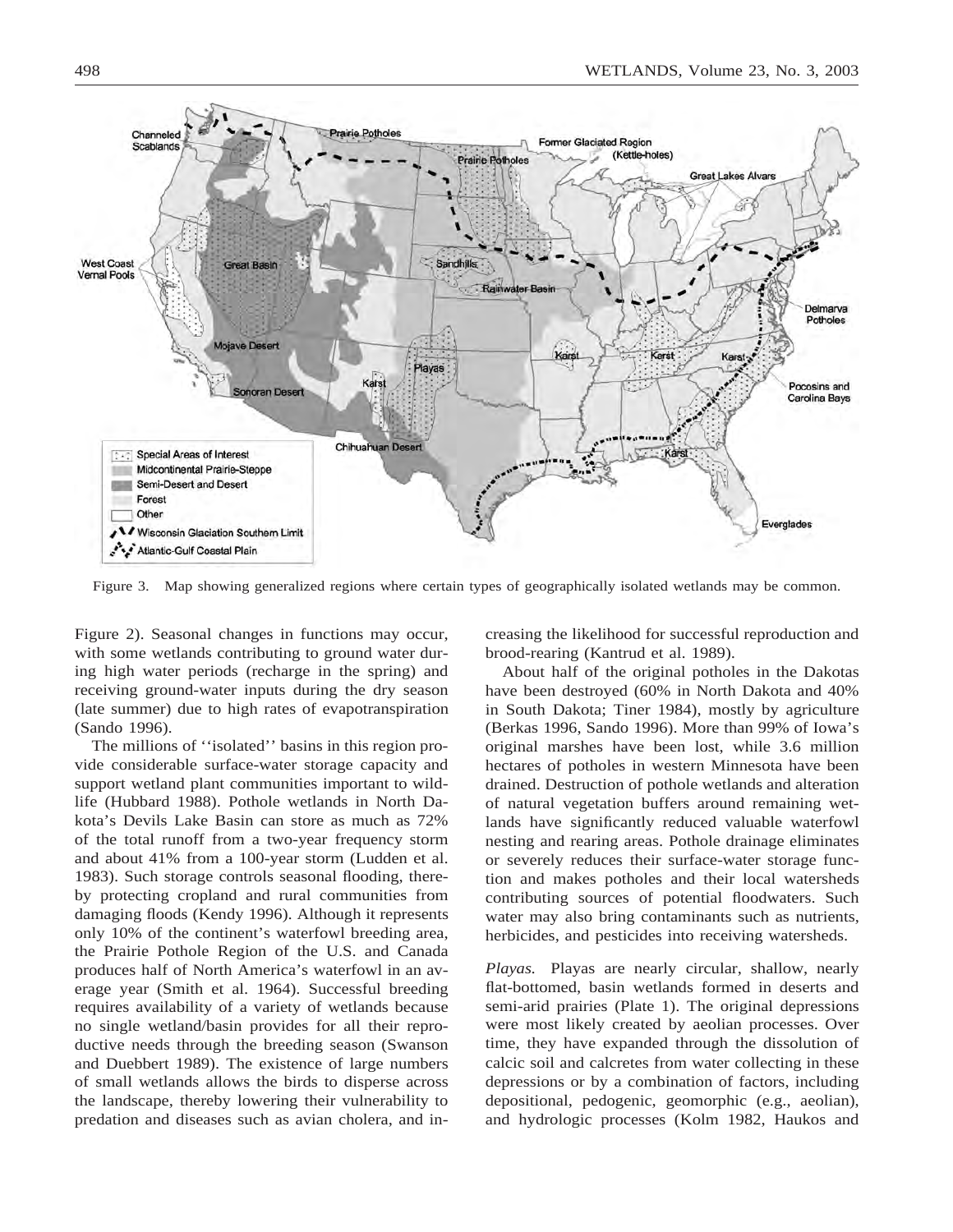Figure 3. Map showing generalized regions where certain types of geographically isolated wetlands may be common.

Figure 2). Seasonal changes in functions may occur, with some wetlands contributing to ground water during high water periods (recharge in the spring) and receiving ground-water inputs during the dry season (late summer) due to high rates of evapotranspiration (Sando 1996).

The millions of ''isolated'' basins in this region provide considerable surface-water storage capacity and support wetland plant communities important to wildlife (Hubbard 1988). Pothole wetlands in North Dakota's Devils Lake Basin can store as much as 72% of the total runoff from a two-year frequency storm and about 41% from a 100-year storm (Ludden et al. 1983). Such storage controls seasonal flooding, thereby protecting cropland and rural communities from damaging floods (Kendy 1996). Although it represents only 10% of the continent's waterfowl breeding area, the Prairie Pothole Region of the U.S. and Canada produces half of North America's waterfowl in an average year (Smith et al. 1964). Successful breeding requires availability of a variety of wetlands because no single wetland/basin provides for all their reproductive needs through the breeding season (Swanson and Duebbert 1989). The existence of large numbers of small wetlands allows the birds to disperse across the landscape, thereby lowering their vulnerability to predation and diseases such as avian cholera, and increasing the likelihood for successful reproduction and brood-rearing (Kantrud et al. 1989).

About half of the original potholes in the Dakotas have been destroyed (60% in North Dakota and 40% in South Dakota; Tiner 1984), mostly by agriculture (Berkas 1996, Sando 1996). More than 99% of Iowa's original marshes have been lost, while 3.6 million hectares of potholes in western Minnesota have been drained. Destruction of pothole wetlands and alteration of natural vegetation buffers around remaining wetlands have significantly reduced valuable waterfowl nesting and rearing areas. Pothole drainage eliminates or severely reduces their surface-water storage function and makes potholes and their local watersheds contributing sources of potential floodwaters. Such water may also bring contaminants such as nutrients, herbicides, and pesticides into receiving watersheds.

*Playas.* Playas are nearly circular, shallow, nearly flat-bottomed, basin wetlands formed in deserts and semi-arid prairies (Plate 1). The original depressions were most likely created by aeolian processes. Over time, they have expanded through the dissolution of calcic soil and calcretes from water collecting in these depressions or by a combination of factors, including depositional, pedogenic, geomorphic (e.g., aeolian), and hydrologic processes (Kolm 1982, Haukos and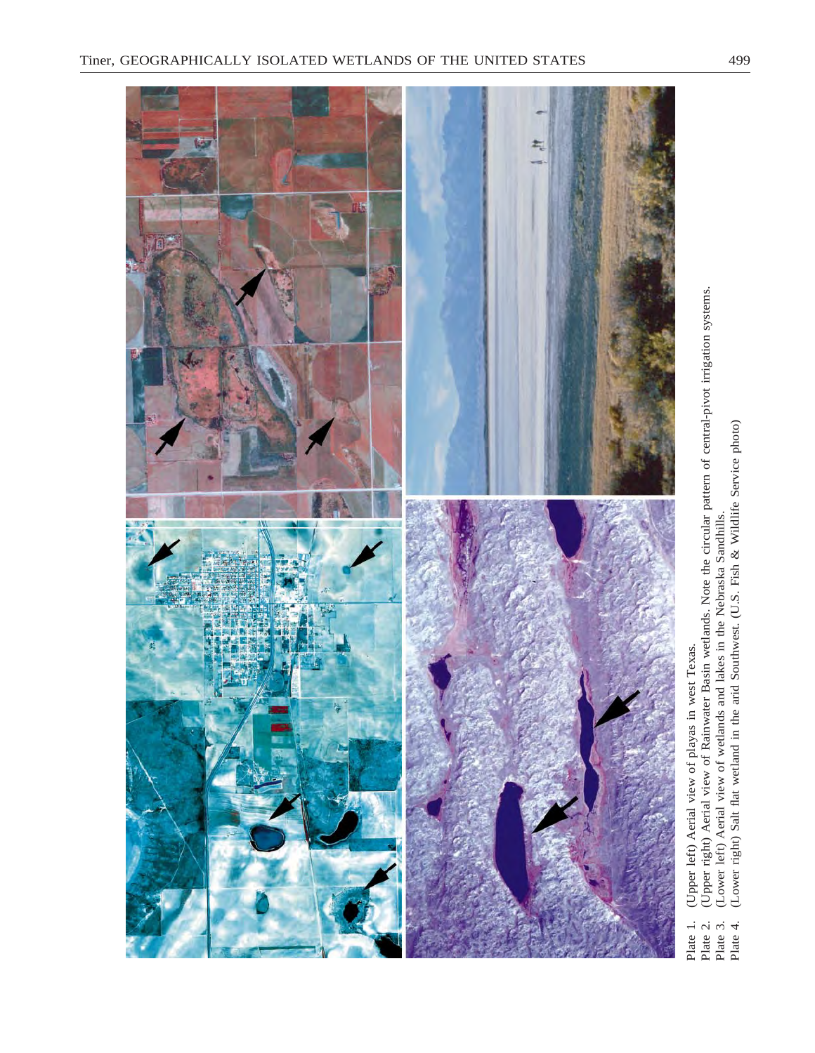Plate 1. (Upper left) Aerial view of playas in west Texas.
Plate 2. (Upper right) Aerial view of Rainwater Basin wetlands. Note the circular pattern of central-pivot irrigation systems.
Plate 3. (Lower left) Aerial view of wetlands and lakes in the Nebraska Sandhills.
Plate 4. (Lower right) Salt flat wetland in the arid Southwest. (U.S. Fish & Wildlife Service photo)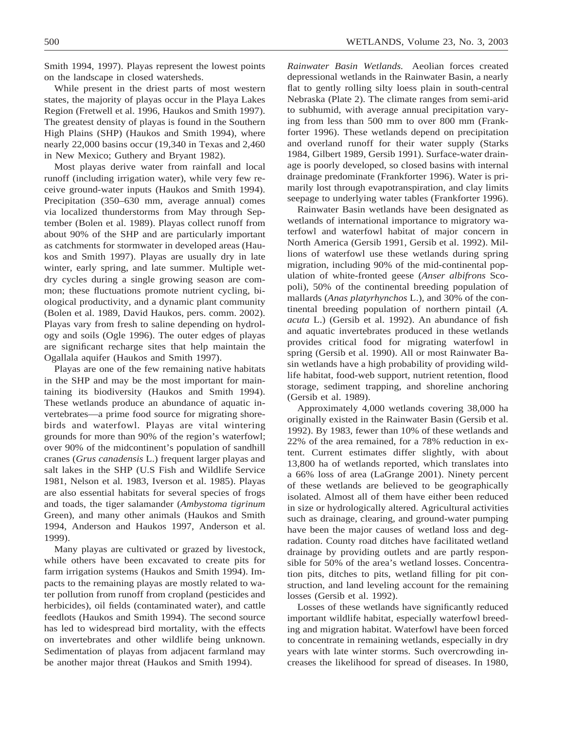Smith 1994, 1997). Playas represent the lowest points on the landscape in closed watersheds.

While present in the driest parts of most western states, the majority of playas occur in the Playa Lakes Region (Fretwell et al. 1996, Haukos and Smith 1997). The greatest density of playas is found in the Southern High Plains (SHP) (Haukos and Smith 1994), where nearly 22,000 basins occur (19,340 in Texas and 2,460 in New Mexico; Guthery and Bryant 1982).

Most playas derive water from rainfall and local runoff (including irrigation water), while very few receive ground-water inputs (Haukos and Smith 1994). Precipitation (350–630 mm, average annual) comes via localized thunderstorms from May through September (Bolen et al. 1989). Playas collect runoff from about 90% of the SHP and are particularly important as catchments for stormwater in developed areas (Haukos and Smith 1997). Playas are usually dry in late winter, early spring, and late summer. Multiple wet-dry cycles during a single growing season are common; these fluctuations promote nutrient cycling, biological productivity, and a dynamic plant community (Bolen et al. 1989, David Haukos, pers. comm. 2002). Playas vary from fresh to saline depending on hydrology and soils (Ogle 1996). The outer edges of playas are significant recharge sites that help maintain the Ogallala aquifer (Haukos and Smith 1997).

Playas are one of the few remaining native habitats in the SHP and may be the most important for maintaining its biodiversity (Haukos and Smith 1994). These wetlands produce an abundance of aquatic invertebrates—a prime food source for migrating shorebirds and waterfowl. Playas are vital wintering grounds for more than 90% of the region's waterfowl; over 90% of the midcontinent's population of sandhill cranes (*Grus canadensis* L.) frequent larger playas and salt lakes in the SHP (U.S Fish and Wildlife Service 1981, Nelson et al. 1983, Iverson et al. 1985). Playas are also essential habitats for several species of frogs and toads, the tiger salamander (*Ambystoma tigrinum* Green), and many other animals (Haukos and Smith 1994, Anderson and Haukos 1997, Anderson et al. 1999).

Many playas are cultivated or grazed by livestock, while others have been excavated to create pits for farm irrigation systems (Haukos and Smith 1994). Impacts to the remaining playas are mostly related to water pollution from runoff from cropland (pesticides and herbicides), oil fields (contaminated water), and cattle feedlots (Haukos and Smith 1994). The second source has led to widespread bird mortality, with the effects on invertebrates and other wildlife being unknown. Sedimentation of playas from adjacent farmland may be another major threat (Haukos and Smith 1994).

*Rainwater Basin Wetlands.* Aeolian forces created depressional wetlands in the Rainwater Basin, a nearly flat to gently rolling silty loess plain in south-central Nebraska (Plate 2). The climate ranges from semi-arid to subhumid, with average annual precipitation varying from less than 500 mm to over 800 mm (Frankforter 1996). These wetlands depend on precipitation and overland runoff for their water supply (Starks 1984, Gilbert 1989, Gersib 1991). Surface-water drainage is poorly developed, so closed basins with internal drainage predominate (Frankforter 1996). Water is primarily lost through evapotranspiration, and clay limits seepage to underlying water tables (Frankforter 1996).

Rainwater Basin wetlands have been designated as wetlands of international importance to migratory waterfowl and waterfowl habitat of major concern in North America (Gersib 1991, Gersib et al. 1992). Millions of waterfowl use these wetlands during spring migration, including 90% of the mid-continental population of white-fronted geese (*Anser albifrons* Scopoli), 50% of the continental breeding population of mallards (*Anas platyrhynchos* L.), and 30% of the continental breeding population of northern pintail (*A. acuta* L.) (Gersib et al. 1992). An abundance of fish and aquatic invertebrates produced in these wetlands provides critical food for migrating waterfowl in spring (Gersib et al. 1990). All or most Rainwater Basin wetlands have a high probability of providing wildlife habitat, food-web support, nutrient retention, flood storage, sediment trapping, and shoreline anchoring (Gersib et al. 1989).

Approximately 4,000 wetlands covering 38,000 ha originally existed in the Rainwater Basin (Gersib et al. 1992). By 1983, fewer than 10% of these wetlands and 22% of the area remained, for a 78% reduction in extent. Current estimates differ slightly, with about 13,800 ha of wetlands reported, which translates into a 66% loss of area (LaGrange 2001). Ninety percent of these wetlands are believed to be geographically isolated. Almost all of them have either been reduced in size or hydrologically altered. Agricultural activities such as drainage, clearing, and ground-water pumping have been the major causes of wetland loss and degradation. County road ditches have facilitated wetland drainage by providing outlets and are partly responsible for 50% of the area's wetland losses. Concentration pits, ditches to pits, wetland filling for pit construction, and land leveling account for the remaining losses (Gersib et al. 1992).

Losses of these wetlands have significantly reduced important wildlife habitat, especially waterfowl breeding and migration habitat. Waterfowl have been forced to concentrate in remaining wetlands, especially in dry years with late winter storms. Such overcrowding increases the likelihood for spread of diseases. In 1980,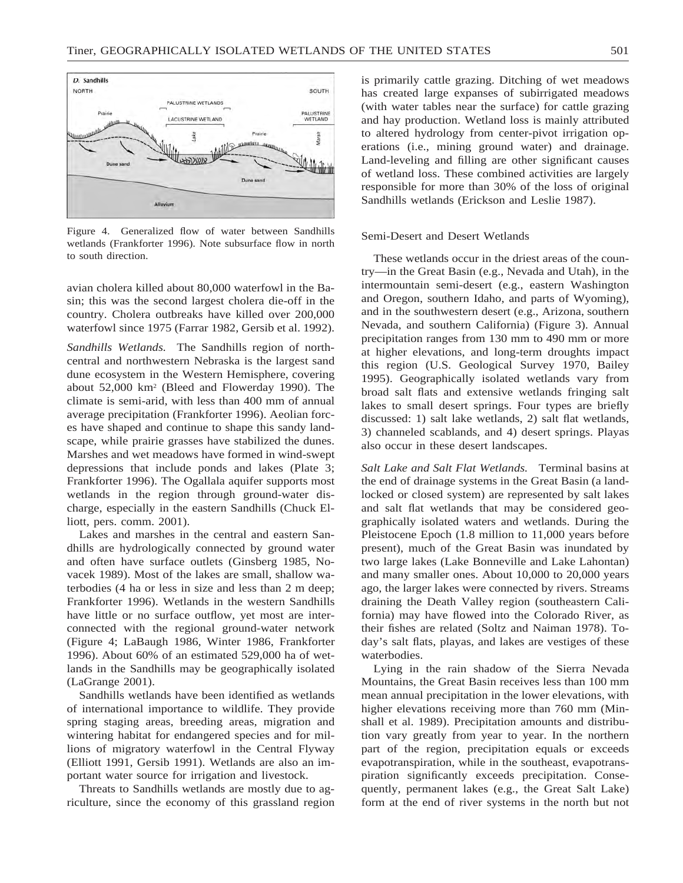Figure 4. Generalized flow of water between Sandhills wetlands (Frankforter 1996). Note subsurface flow in north to south direction.

avian cholera killed about 80,000 waterfowl in the Basin; this was the second largest cholera die-off in the country. Cholera outbreaks have killed over 200,000 waterfowl since 1975 (Farrar 1982, Gersib et al. 1992).

*Sandhills Wetlands.* The Sandhills region of north-central and northwestern Nebraska is the largest sand dune ecosystem in the Western Hemisphere, covering about 52,000 km$^2$ (Bleed and Flowerday 1990). The climate is semi-arid, with less than 400 mm of annual average precipitation (Frankforter 1996). Aeolian forces have shaped and continue to shape this sandy landscape, while prairie grasses have stabilized the dunes. Marshes and wet meadows have formed in wind-swept depressions that include ponds and lakes (Plate 3; Frankforter 1996). The Ogallala aquifer supports most wetlands in the region through ground-water discharge, especially in the eastern Sandhills (Chuck Elliott, pers. comm. 2001).

Lakes and marshes in the central and eastern Sandhills are hydrologically connected by ground water and often have surface outlets (Ginsberg 1985, Novacek 1989). Most of the lakes are small, shallow waterbodies (4 ha or less in size and less than 2 m deep; Frankforter 1996). Wetlands in the western Sandhills have little or no surface outflow, yet most are interconnected with the regional ground-water network (Figure 4; LaBaugh 1986, Winter 1986, Frankforter 1996). About 60% of an estimated 529,000 ha of wetlands in the Sandhills may be geographically isolated (LaGrange 2001).

Sandhills wetlands have been identified as wetlands of international importance to wildlife. They provide spring staging areas, breeding areas, migration and wintering habitat for endangered species and for millions of migratory waterfowl in the Central Flyway (Elliott 1991, Gersib 1991). Wetlands are also an important water source for irrigation and livestock.

Threats to Sandhills wetlands are mostly due to agriculture, since the economy of this grassland region is primarily cattle grazing. Ditching of wet meadows has created large expanses of subirrigated meadows (with water tables near the surface) for cattle grazing and hay production. Wetland loss is mainly attributed to altered hydrology from center-pivot irrigation operations (i.e., mining ground water) and drainage. Land-leveling and filling are other significant causes of wetland loss. These combined activities are largely responsible for more than 30% of the loss of original Sandhills wetlands (Erickson and Leslie 1987).

### Semi-Desert and Desert Wetlands

These wetlands occur in the driest areas of the country—in the Great Basin (e.g., Nevada and Utah), in the intermountain semi-desert (e.g., eastern Washington and Oregon, southern Idaho, and parts of Wyoming), and in the southwestern desert (e.g., Arizona, southern Nevada, and southern California) (Figure 3). Annual precipitation ranges from 130 mm to 490 mm or more at higher elevations, and long-term droughts impact this region (U.S. Geological Survey 1970, Bailey 1995). Geographically isolated wetlands vary from broad salt flats and extensive wetlands fringing salt lakes to small desert springs. Four types are briefly discussed: 1) salt lake wetlands, 2) salt flat wetlands, 3) channeled scablands, and 4) desert springs. Playas also occur in these desert landscapes.

*Salt Lake and Salt Flat Wetlands.* Terminal basins at the end of drainage systems in the Great Basin (a land-locked or closed system) are represented by salt lakes and salt flat wetlands that may be considered geographically isolated waters and wetlands. During the Pleistocene Epoch (1.8 million to 11,000 years before present), much of the Great Basin was inundated by two large lakes (Lake Bonneville and Lake Lahontan) and many smaller ones. About 10,000 to 20,000 years ago, the larger lakes were connected by rivers. Streams draining the Death Valley region (southeastern California) may have flowed into the Colorado River, as their fishes are related (Soltz and Naiman 1978). Today's salt flats, playas, and lakes are vestiges of these waterbodies.

Lying in the rain shadow of the Sierra Nevada Mountains, the Great Basin receives less than 100 mm mean annual precipitation in the lower elevations, with higher elevations receiving more than 760 mm (Minshall et al. 1989). Precipitation amounts and distribution vary greatly from year to year. In the northern part of the region, precipitation equals or exceeds evapotranspiration, while in the southeast, evapotranspiration significantly exceeds precipitation. Consequently, permanent lakes (e.g., the Great Salt Lake) form at the end of river systems in the north but not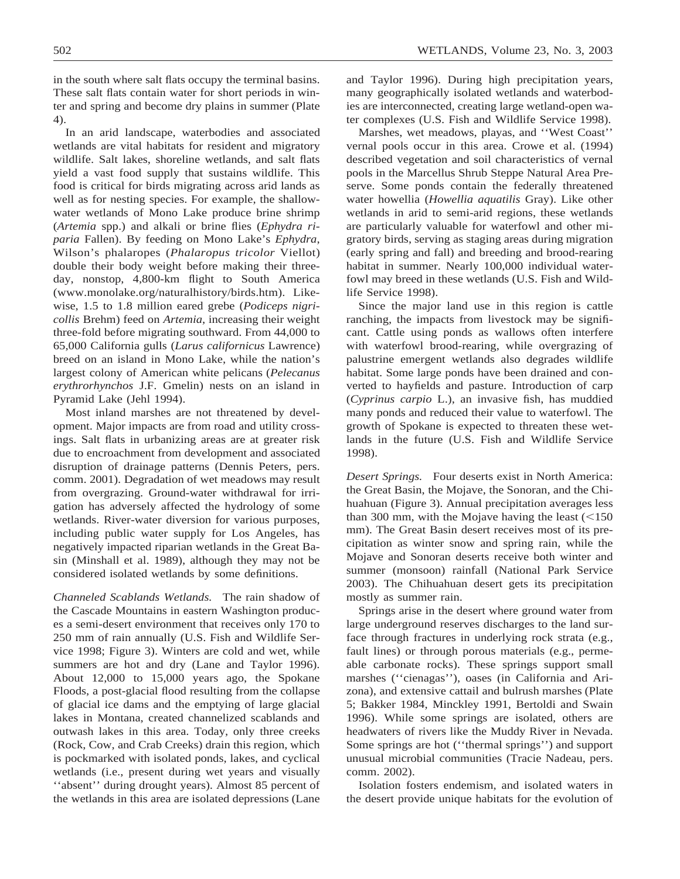in the south where salt flats occupy the terminal basins. These salt flats contain water for short periods in winter and spring and become dry plains in summer (Plate 4).

In an arid landscape, waterbodies and associated wetlands are vital habitats for resident and migratory wildlife. Salt lakes, shoreline wetlands, and salt flats yield a vast food supply that sustains wildlife. This food is critical for birds migrating across arid lands as well as for nesting species. For example, the shallow-water wetlands of Mono Lake produce brine shrimp (*Artemia* spp.) and alkali or brine flies (*Ephydra riparia* Fallen). By feeding on Mono Lake's *Ephydra*, Wilson's phalaropes (*Phalaropus tricolor* Viellot) double their body weight before making their three-day, nonstop, 4,800-km flight to South America (www.monolake.org/naturalhistory/birds.htm). Likewise, 1.5 to 1.8 million eared grebe (*Podiceps nigricollis* Brehm) feed on *Artemia*, increasing their weight three-fold before migrating southward. From 44,000 to 65,000 California gulls (*Larus californicus* Lawrence) breed on an island in Mono Lake, while the nation's largest colony of American white pelicans (*Pelecanus erythrorhynchos* J.F. Gmelin) nests on an island in Pyramid Lake (Jehl 1994).

Most inland marshes are not threatened by development. Major impacts are from road and utility crossings. Salt flats in urbanizing areas are at greater risk due to encroachment from development and associated disruption of drainage patterns (Dennis Peters, pers. comm. 2001). Degradation of wet meadows may result from overgrazing. Ground-water withdrawal for irrigation has adversely affected the hydrology of some wetlands. River-water diversion for various purposes, including public water supply for Los Angeles, has negatively impacted riparian wetlands in the Great Basin (Minshall et al. 1989), although they may not be considered isolated wetlands by some definitions.

*Channeled Scablands Wetlands.* The rain shadow of the Cascade Mountains in eastern Washington produces a semi-desert environment that receives only 170 to 250 mm of rain annually (U.S. Fish and Wildlife Service 1998; Figure 3). Winters are cold and wet, while summers are hot and dry (Lane and Taylor 1996). About 12,000 to 15,000 years ago, the Spokane Floods, a post-glacial flood resulting from the collapse of glacial ice dams and the emptying of large glacial lakes in Montana, created channelized scablands and outwash lakes in this area. Today, only three creeks (Rock, Cow, and Crab Creeks) drain this region, which is pockmarked with isolated ponds, lakes, and cyclical wetlands (i.e., present during wet years and visually ''absent'' during drought years). Almost 85 percent of the wetlands in this area are isolated depressions (Lane and Taylor 1996). During high precipitation years, many geographically isolated wetlands and waterbodies are interconnected, creating large wetland-open water complexes (U.S. Fish and Wildlife Service 1998).

Marshes, wet meadows, playas, and ''West Coast'' vernal pools occur in this area. Crowe et al. (1994) described vegetation and soil characteristics of vernal pools in the Marcellus Shrub Steppe Natural Area Preserve. Some ponds contain the federally threatened water howellia (*Howellia aquatilis* Gray). Like other wetlands in arid to semi-arid regions, these wetlands are particularly valuable for waterfowl and other migratory birds, serving as staging areas during migration (early spring and fall) and breeding and brood-rearing habitat in summer. Nearly 100,000 individual waterfowl may breed in these wetlands (U.S. Fish and Wildlife Service 1998).

Since the major land use in this region is cattle ranching, the impacts from livestock may be significant. Cattle using ponds as wallows often interfere with waterfowl brood-rearing, while overgrazing of palustrine emergent wetlands also degrades wildlife habitat. Some large ponds have been drained and converted to hayfields and pasture. Introduction of carp (*Cyprinus carpio* L.), an invasive fish, has muddied many ponds and reduced their value to waterfowl. The growth of Spokane is expected to threaten these wetlands in the future (U.S. Fish and Wildlife Service 1998).

*Desert Springs.* Four deserts exist in North America: the Great Basin, the Mojave, the Sonoran, and the Chihuahuan (Figure 3). Annual precipitation averages less than 300 mm, with the Mojave having the least (<150 mm). The Great Basin desert receives most of its precipitation as winter snow and spring rain, while the Mojave and Sonoran deserts receive both winter and summer (monsoon) rainfall (National Park Service 2003). The Chihuahuan desert gets its precipitation mostly as summer rain.

Springs arise in the desert where ground water from large underground reserves discharges to the land surface through fractures in underlying rock strata (e.g., fault lines) or through porous materials (e.g., permeable carbonate rocks). These springs support small marshes (''cienagas''), oases (in California and Arizona), and extensive cattail and bulrush marshes (Plate 5; Bakker 1984, Minckley 1991, Bertoldi and Swain 1996). While some springs are isolated, others are headwaters of rivers like the Muddy River in Nevada. Some springs are hot (''thermal springs'') and support unusual microbial communities (Tracie Nadeau, pers. comm. 2002).

Isolation fosters endemism, and isolated waters in the desert provide unique habitats for the evolution of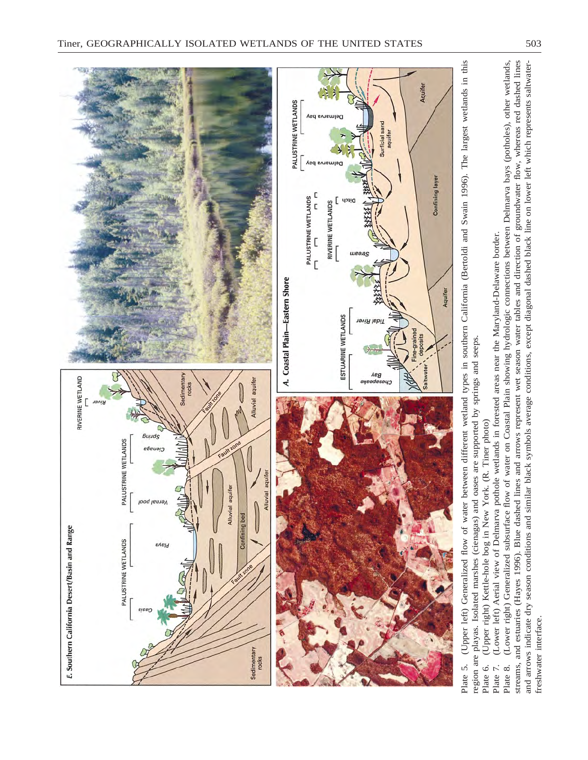Plate 5. (Upper left) Generalized flow of water between different wetland types in southern California (Bertoldi and Swain 1996). The largest wetlands in this region are playas. Isolated marshes (cienagas) and oases are supported by springs and seeps.

Plate 6. (Upper right) Kettle-hole bog in New York. (R. Tiner photo)

Plate 7. (Lower left) Aerial view of Delmarva pothole wetlands in forested areas near the Maryland-Delaware border.

Plate 8. (Lower right) Generalized subsurface flow of water on Coastal Plain showing hydrologic connections between Delmarva bays (potholes), other wetlands, streams, and estuaries (Hayes 1996). Blue dashed lines and arrows represent wet season water tables and direction of groundwater flow, whereas red dashed lines and arrows indicate dry season conditions and similar black symbols average conditions, except diagonal dashed black line on lower left which represents saltwater-freshwater interface.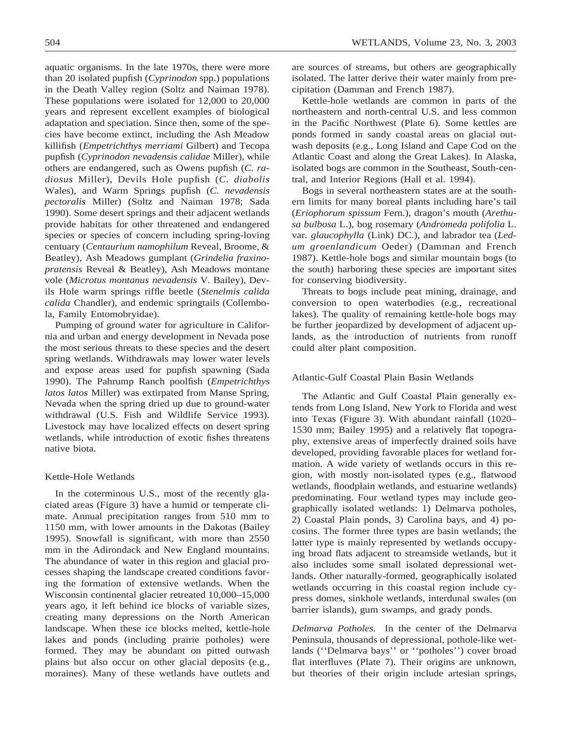aquatic organisms. In the late 1970s, there were more than 20 isolated pupfish (*Cyprinodon* spp.) populations in the Death Valley region (Soltz and Naiman 1978). These populations were isolated for 12,000 to 20,000 years and represent excellent examples of biological adaptation and speciation. Since then, some of the species have become extinct, including the Ash Meadow killifish (*Empetrichthys merriami* Gilbert) and Tecopa pupfish (*Cyprinodon nevadensis calidae* Miller), while others are endangered, such as Owens pupfish (*C. radiosus* Miller), Devils Hole pupfish (*C. diabolis* Wales), and Warm Springs pupfish (*C. nevadensis pectoralis* Miller) (Soltz and Naiman 1978; Sada 1990). Some desert springs and their adjacent wetlands provide habitats for other threatened and endangered species or species of concern including spring-loving centuary (*Centaurium namophilum* Reveal, Broome, & Beatley), Ash Meadows gumplant (*Grindelia fraxinopratensis* Reveal & Beatley), Ash Meadows montane vole (*Microtus montanus nevadensis* V. Bailey), Devils Hole warm springs riffle beetle (*Stenelmis calida calida* Chandler), and endemic springtails (Collembola, Family Entomobryidae).

Pumping of ground water for agriculture in California and urban and energy development in Nevada pose the most serious threats to these species and the desert spring wetlands. Withdrawals may lower water levels and expose areas used for pupfish spawning (Sada 1990). The Pahrump Ranch poolfish (*Empetrichthys latos latos* Miller) was extirpated from Manse Spring, Nevada when the spring dried up due to ground-water withdrawal (U.S. Fish and Wildlife Service 1993). Livestock may have localized effects on desert spring wetlands, while introduction of exotic fishes threatens native biota.

### Kettle-Hole Wetlands

In the coterminous U.S., most of the recently glaciated areas (Figure 3) have a humid or temperate climate. Annual precipitation ranges from 510 mm to 1150 mm, with lower amounts in the Dakotas (Bailey 1995). Snowfall is significant, with more than 2550 mm in the Adirondack and New England mountains. The abundance of water in this region and glacial processes shaping the landscape created conditions favoring the formation of extensive wetlands. When the Wisconsin continental glacier retreated 10,000–15,000 years ago, it left behind ice blocks of variable sizes, creating many depressions on the North American landscape. When these ice blocks melted, kettle-hole lakes and ponds (including prairie potholes) were formed. They may be abundant on pitted outwash plains but also occur on other glacial deposits (e.g., moraines). Many of these wetlands have outlets and are sources of streams, but others are geographically isolated. The latter derive their water mainly from precipitation (Damman and French 1987).

Kettle-hole wetlands are common in parts of the northeastern and north-central U.S. and less common in the Pacific Northwest (Plate 6). Some kettles are ponds formed in sandy coastal areas on glacial outwash deposits (e.g., Long Island and Cape Cod on the Atlantic Coast and along the Great Lakes). In Alaska, isolated bogs are common in the Southeast, South-central, and Interior Regions (Hall et al. 1994).

Bogs in several northeastern states are at the southern limits for many boreal plants including hare's tail (*Eriophorum spissum* Fern.), dragon's mouth (*Arethusa bulbosa* L.), bog rosemary (*Andromeda polifolia* L. var. *glaucophylla* (Link) DC.), and labrador tea (*Ledum groenlandicum* Oeder) (Damman and French 1987). Kettle-hole bogs and similar mountain bogs (to the south) harboring these species are important sites for conserving biodiversity.

Threats to bogs include peat mining, drainage, and conversion to open waterbodies (e.g., recreational lakes). The quality of remaining kettle-hole bogs may be further jeopardized by development of adjacent uplands, as the introduction of nutrients from runoff could alter plant composition.

### Atlantic-Gulf Coastal Plain Basin Wetlands

The Atlantic and Gulf Coastal Plain generally extends from Long Island, New York to Florida and west into Texas (Figure 3). With abundant rainfall (1020–1530 mm; Bailey 1995) and a relatively flat topography, extensive areas of imperfectly drained soils have developed, providing favorable places for wetland formation. A wide variety of wetlands occurs in this region, with mostly non-isolated types (e.g., flatwood wetlands, floodplain wetlands, and estuarine wetlands) predominating. Four wetland types may include geographically isolated wetlands: 1) Delmarva potholes, 2) Coastal Plain ponds, 3) Carolina bays, and 4) pocosins. The former three types are basin wetlands; the latter type is mainly represented by wetlands occupying broad flats adjacent to streamside wetlands, but it also includes some small isolated depressional wetlands. Other naturally-formed, geographically isolated wetlands occurring in this coastal region include cypress domes, sinkhole wetlands, interdunal swales (on barrier islands), gum swamps, and grady ponds.

*Delmarva Potholes.* In the center of the Delmarva Peninsula, thousands of depressional, pothole-like wetlands (''Delmarva bays'' or ''potholes'') cover broad flat interfluves (Plate 7). Their origins are unknown, but theories of their origin include artesian springs,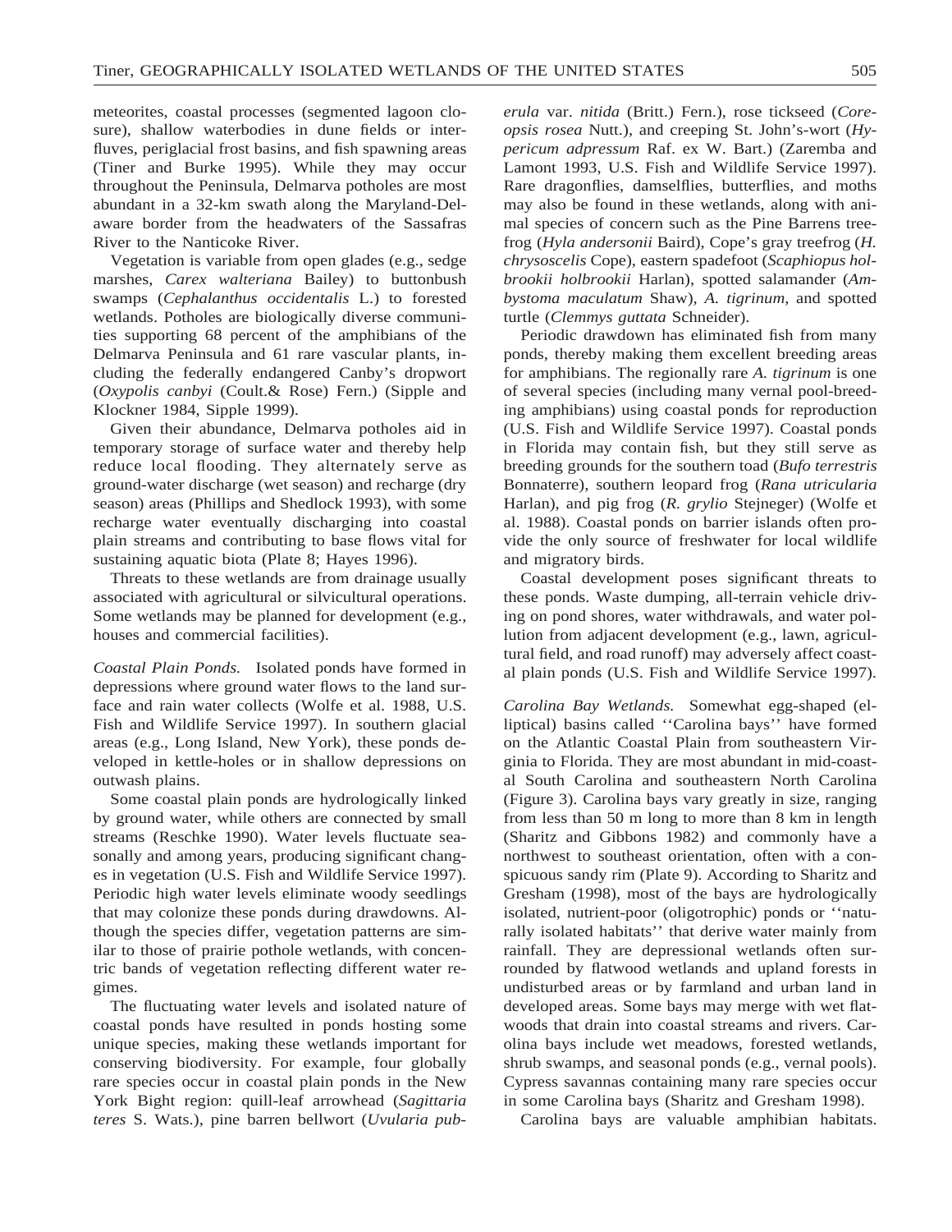meteorites, coastal processes (segmented lagoon closure), shallow waterbodies in dune fields or interfluves, periglacial frost basins, and fish spawning areas (Tiner and Burke 1995). While they may occur throughout the Peninsula, Delmarva potholes are most abundant in a 32-km swath along the Maryland-Delaware border from the headwaters of the Sassafras River to the Nanticoke River.

Vegetation is variable from open glades (e.g., sedge marshes, *Carex walteriana* Bailey) to buttonbush swamps (*Cephalanthus occidentalis* L.) to forested wetlands. Potholes are biologically diverse communities supporting 68 percent of the amphibians of the Delmarva Peninsula and 61 rare vascular plants, including the federally endangered Canby's dropwort (*Oxypolis canbyi* (Coult.& Rose) Fern.) (Sipple and Klockner 1984, Sipple 1999).

Given their abundance, Delmarva potholes aid in temporary storage of surface water and thereby help reduce local flooding. They alternately serve as ground-water discharge (wet season) and recharge (dry season) areas (Phillips and Shedlock 1993), with some recharge water eventually discharging into coastal plain streams and contributing to base flows vital for sustaining aquatic biota (Plate 8; Hayes 1996).

Threats to these wetlands are from drainage usually associated with agricultural or silvicultural operations. Some wetlands may be planned for development (e.g., houses and commercial facilities).

*Coastal Plain Ponds.* Isolated ponds have formed in depressions where ground water flows to the land surface and rain water collects (Wolfe et al. 1988, U.S. Fish and Wildlife Service 1997). In southern glacial areas (e.g., Long Island, New York), these ponds developed in kettle-holes or in shallow depressions on outwash plains.

Some coastal plain ponds are hydrologically linked by ground water, while others are connected by small streams (Reschke 1990). Water levels fluctuate seasonally and among years, producing significant changes in vegetation (U.S. Fish and Wildlife Service 1997). Periodic high water levels eliminate woody seedlings that may colonize these ponds during drawdowns. Although the species differ, vegetation patterns are similar to those of prairie pothole wetlands, with concentric bands of vegetation reflecting different water regimes.

The fluctuating water levels and isolated nature of coastal ponds have resulted in ponds hosting some unique species, making these wetlands important for conserving biodiversity. For example, four globally rare species occur in coastal plain ponds in the New York Bight region: quill-leaf arrowhead (*Sagittaria teres* S. Wats.), pine barren bellwort (*Uvularia puberula* var. *nitida* (Britt.) Fern.), rose tickseed (*Coreopsis rosea* Nutt.), and creeping St. John's-wort (*Hypericum adpressum* Raf. ex W. Bart.) (Zaremba and Lamont 1993, U.S. Fish and Wildlife Service 1997). Rare dragonflies, damselflies, butterflies, and moths may also be found in these wetlands, along with animal species of concern such as the Pine Barrens treefrog (*Hyla andersonii* Baird), Cope's gray treefrog (*H. chrysoscelis* Cope), eastern spadefoot (*Scaphiopus holbrookii holbrookii* Harlan), spotted salamander (*Ambystoma maculatum* Shaw), *A. tigrinum*, and spotted turtle (*Clemmys guttata* Schneider).

Periodic drawdown has eliminated fish from many ponds, thereby making them excellent breeding areas for amphibians. The regionally rare *A. tigrinum* is one of several species (including many vernal pool-breeding amphibians) using coastal ponds for reproduction (U.S. Fish and Wildlife Service 1997). Coastal ponds in Florida may contain fish, but they still serve as breeding grounds for the southern toad (*Bufo terrestris* Bonnaterre), southern leopard frog (*Rana utricularia* Harlan), and pig frog (*R. grylio* Stejneger) (Wolfe et al. 1988). Coastal ponds on barrier islands often provide the only source of freshwater for local wildlife and migratory birds.

Coastal development poses significant threats to these ponds. Waste dumping, all-terrain vehicle driving on pond shores, water withdrawals, and water pollution from adjacent development (e.g., lawn, agricultural field, and road runoff) may adversely affect coastal plain ponds (U.S. Fish and Wildlife Service 1997).

*Carolina Bay Wetlands.* Somewhat egg-shaped (elliptical) basins called ''Carolina bays'' have formed on the Atlantic Coastal Plain from southeastern Virginia to Florida. They are most abundant in mid-coastal South Carolina and southeastern North Carolina (Figure 3). Carolina bays vary greatly in size, ranging from less than 50 m long to more than 8 km in length (Sharitz and Gibbons 1982) and commonly have a northwest to southeast orientation, often with a conspicuous sandy rim (Plate 9). According to Sharitz and Gresham (1998), most of the bays are hydrologically isolated, nutrient-poor (oligotrophic) ponds or ''naturally isolated habitats'' that derive water mainly from rainfall. They are depressional wetlands often surrounded by flatwood wetlands and upland forests in undisturbed areas or by farmland and urban land in developed areas. Some bays may merge with wet flatwoods that drain into coastal streams and rivers. Carolina bays include wet meadows, forested wetlands, shrub swamps, and seasonal ponds (e.g., vernal pools). Cypress savannas containing many rare species occur in some Carolina bays (Sharitz and Gresham 1998).

Carolina bays are valuable amphibian habitats.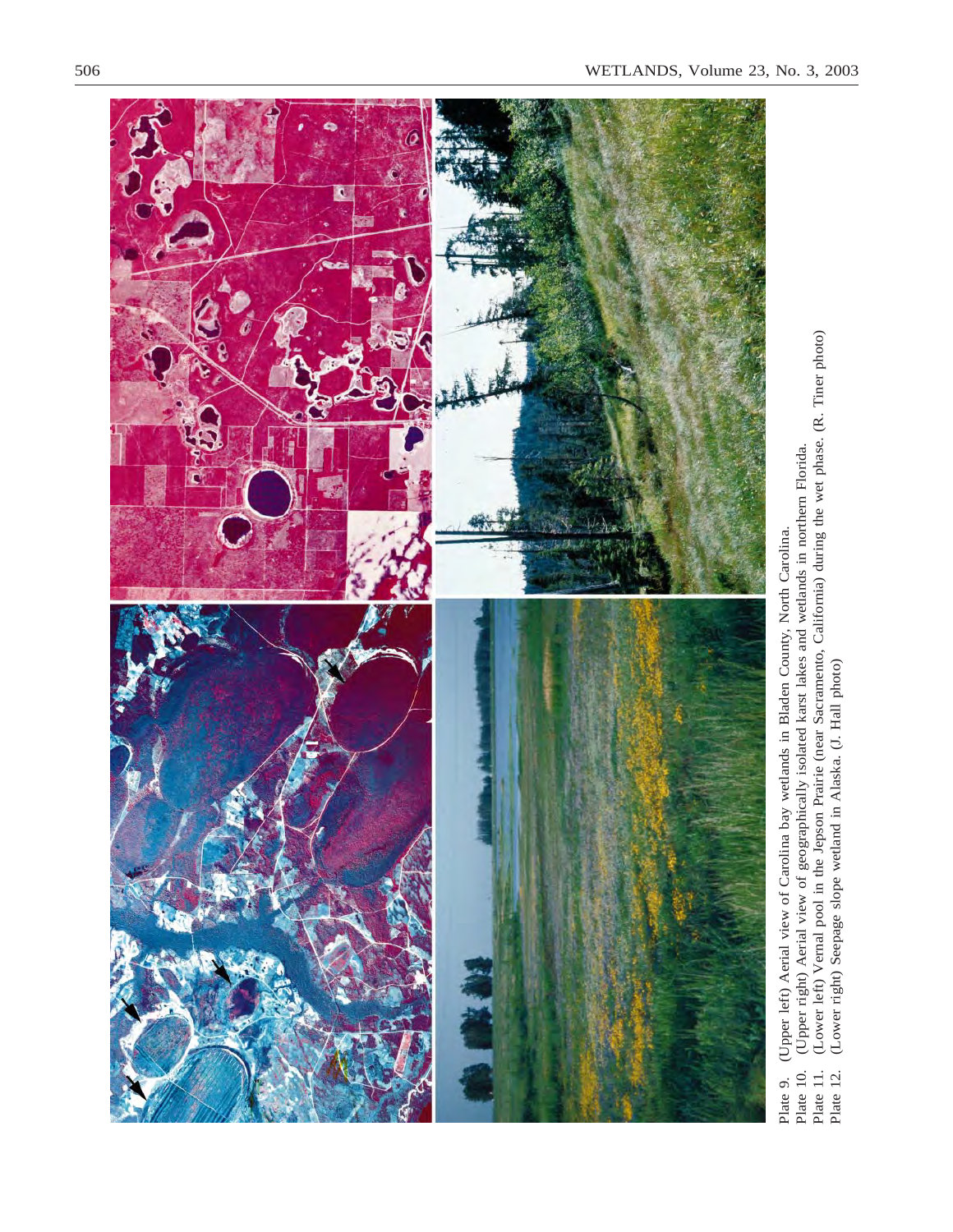Plate 9. (Upper left) Aerial view of Carolina bay wetlands in Bladen County, North Carolina.
Plate 10. (Upper right) Aerial view of geographically isolated karst lakes and wetlands in northern Florida.
Plate 11. (Lower left) Vernal pool in the Jepson Prairie (near Sacramento, California) during the wet phase. (R. Tiner photo)
Plate 12. (Lower right) Seepage slope wetland in Alaska. (J. Hall photo)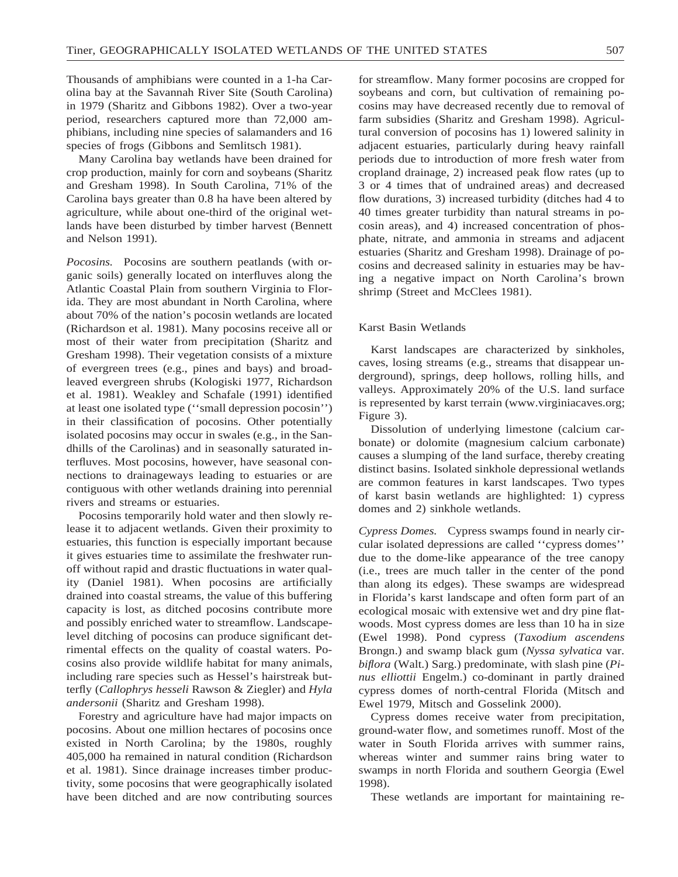Thousands of amphibians were counted in a 1-ha Carolina bay at the Savannah River Site (South Carolina) in 1979 (Sharitz and Gibbons 1982). Over a two-year period, researchers captured more than 72,000 amphibians, including nine species of salamanders and 16 species of frogs (Gibbons and Semlitsch 1981).

Many Carolina bay wetlands have been drained for crop production, mainly for corn and soybeans (Sharitz and Gresham 1998). In South Carolina, 71% of the Carolina bays greater than 0.8 ha have been altered by agriculture, while about one-third of the original wetlands have been disturbed by timber harvest (Bennett and Nelson 1991).

*Pocosins.* Pocosins are southern peatlands (with organic soils) generally located on interfluves along the Atlantic Coastal Plain from southern Virginia to Florida. They are most abundant in North Carolina, where about 70% of the nation's pocosin wetlands are located (Richardson et al. 1981). Many pocosins receive all or most of their water from precipitation (Sharitz and Gresham 1998). Their vegetation consists of a mixture of evergreen trees (e.g., pines and bays) and broad-leaved evergreen shrubs (Kologiski 1977, Richardson et al. 1981). Weakley and Schafale (1991) identified at least one isolated type (''small depression pocosin'') in their classification of pocosins. Other potentially isolated pocosins may occur in swales (e.g., in the Sandhills of the Carolinas) and in seasonally saturated interfluves. Most pocosins, however, have seasonal connections to drainageways leading to estuaries or are contiguous with other wetlands draining into perennial rivers and streams or estuaries.

Pocosins temporarily hold water and then slowly release it to adjacent wetlands. Given their proximity to estuaries, this function is especially important because it gives estuaries time to assimilate the freshwater runoff without rapid and drastic fluctuations in water quality (Daniel 1981). When pocosins are artificially drained into coastal streams, the value of this buffering capacity is lost, as ditched pocosins contribute more and possibly enriched water to streamflow. Landscape-level ditching of pocosins can produce significant detrimental effects on the quality of coastal waters. Pocosins also provide wildlife habitat for many animals, including rare species such as Hessel's hairstreak butterfly (*Callophrys hesseli* Rawson & Ziegler) and *Hyla andersonii* (Sharitz and Gresham 1998).

Forestry and agriculture have had major impacts on pocosins. About one million hectares of pocosins once existed in North Carolina; by the 1980s, roughly 405,000 ha remained in natural condition (Richardson et al. 1981). Since drainage increases timber productivity, some pocosins that were geographically isolated have been ditched and are now contributing sources for streamflow. Many former pocosins are cropped for soybeans and corn, but cultivation of remaining pocosins may have decreased recently due to removal of farm subsidies (Sharitz and Gresham 1998). Agricultural conversion of pocosins has 1) lowered salinity in adjacent estuaries, particularly during heavy rainfall periods due to introduction of more fresh water from cropland drainage, 2) increased peak flow rates (up to 3 or 4 times that of undrained areas) and decreased flow durations, 3) increased turbidity (ditches had 4 to 40 times greater turbidity than natural streams in pocosin areas), and 4) increased concentration of phosphate, nitrate, and ammonia in streams and adjacent estuaries (Sharitz and Gresham 1998). Drainage of pocosins and decreased salinity in estuaries may be having a negative impact on North Carolina's brown shrimp (Street and McClees 1981).

### Karst Basin Wetlands

Karst landscapes are characterized by sinkholes, caves, losing streams (e.g., streams that disappear underground), springs, deep hollows, rolling hills, and valleys. Approximately 20% of the U.S. land surface is represented by karst terrain (www.virginiacaves.org; Figure 3).

Dissolution of underlying limestone (calcium carbonate) or dolomite (magnesium calcium carbonate) causes a slumping of the land surface, thereby creating distinct basins. Isolated sinkhole depressional wetlands are common features in karst landscapes. Two types of karst basin wetlands are highlighted: 1) cypress domes and 2) sinkhole wetlands.

*Cypress Domes.* Cypress swamps found in nearly circular isolated depressions are called ''cypress domes'' due to the dome-like appearance of the tree canopy (i.e., trees are much taller in the center of the pond than along its edges). These swamps are widespread in Florida's karst landscape and often form part of an ecological mosaic with extensive wet and dry pine flatwoods. Most cypress domes are less than 10 ha in size (Ewel 1998). Pond cypress (*Taxodium ascendens* Brongn.) and swamp black gum (*Nyssa sylvatica* var. *biflora* (Walt.) Sarg.) predominate, with slash pine (*Pinus elliottii* Engelm.) co-dominant in partly drained cypress domes of north-central Florida (Mitsch and Ewel 1979, Mitsch and Gosselink 2000).

Cypress domes receive water from precipitation, ground-water flow, and sometimes runoff. Most of the water in South Florida arrives with summer rains, whereas winter and summer rains bring water to swamps in north Florida and southern Georgia (Ewel 1998).

These wetlands are important for maintaining re-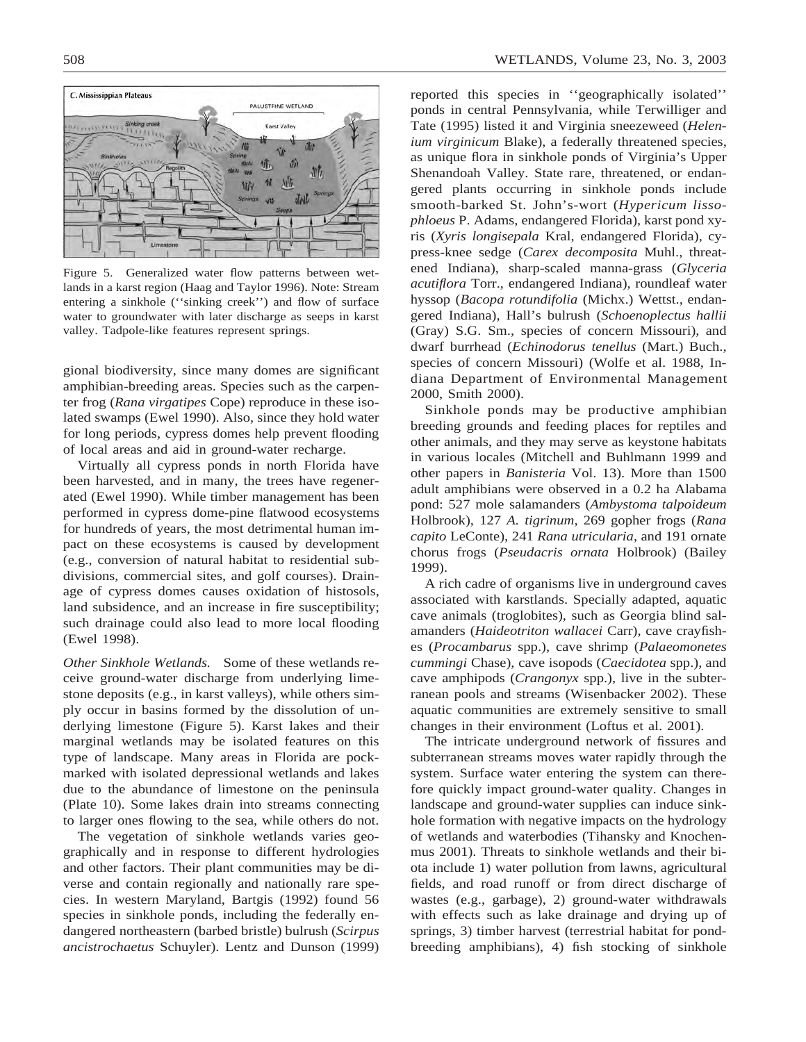Figure 5. Generalized water flow patterns between wetlands in a karst region (Haag and Taylor 1996). Note: Stream entering a sinkhole (''sinking creek'') and flow of surface water to groundwater with later discharge as seeps in karst valley. Tadpole-like features represent springs.

gional biodiversity, since many domes are significant amphibian-breeding areas. Species such as the carpenter frog (*Rana virgatipes* Cope) reproduce in these isolated swamps (Ewel 1990). Also, since they hold water for long periods, cypress domes help prevent flooding of local areas and aid in ground-water recharge.

Virtually all cypress ponds in north Florida have been harvested, and in many, the trees have regenerated (Ewel 1990). While timber management has been performed in cypress dome-pine flatwood ecosystems for hundreds of years, the most detrimental human impact on these ecosystems is caused by development (e.g., conversion of natural habitat to residential subdivisions, commercial sites, and golf courses). Drainage of cypress domes causes oxidation of histosols, land subsidence, and an increase in fire susceptibility; such drainage could also lead to more local flooding (Ewel 1998).

*Other Sinkhole Wetlands.* Some of these wetlands receive ground-water discharge from underlying limestone deposits (e.g., in karst valleys), while others simply occur in basins formed by the dissolution of underlying limestone (Figure 5). Karst lakes and their marginal wetlands may be isolated features on this type of landscape. Many areas in Florida are pockmarked with isolated depressional wetlands and lakes due to the abundance of limestone on the peninsula (Plate 10). Some lakes drain into streams connecting to larger ones flowing to the sea, while others do not.

The vegetation of sinkhole wetlands varies geographically and in response to different hydrologies and other factors. Their plant communities may be diverse and contain regionally and nationally rare species. In western Maryland, Bartgis (1992) found 56 species in sinkhole ponds, including the federally endangered northeastern (barbed bristle) bulrush (*Scirpus ancistrochaetus* Schuyler). Lentz and Dunson (1999) reported this species in ''geographically isolated'' ponds in central Pennsylvania, while Terwilliger and Tate (1995) listed it and Virginia sneezeweed (*Helenium virginicum* Blake), a federally threatened species, as unique flora in sinkhole ponds of Virginia's Upper Shenandoah Valley. State rare, threatened, or endangered plants occurring in sinkhole ponds include smooth-barked St. John's-wort (*Hypericum lissophloeus* P. Adams, endangered Florida), karst pond xyris (*Xyris longisepala* Kral, endangered Florida), cypress-knee sedge (*Carex decomposita* Muhl., threatened Indiana), sharp-scaled manna-grass (*Glyceria acutiflora* Torr., endangered Indiana), roundleaf water hyssop (*Bacopa rotundifolia* (Michx.) Wettst., endangered Indiana), Hall's bulrush (*Schoenoplectus hallii* (Gray) S.G. Sm., species of concern Missouri), and dwarf burrhead (*Echinodorus tenellus* (Mart.) Buch., species of concern Missouri) (Wolfe et al. 1988, Indiana Department of Environmental Management 2000, Smith 2000).

Sinkhole ponds may be productive amphibian breeding grounds and feeding places for reptiles and other animals, and they may serve as keystone habitats in various locales (Mitchell and Buhlmann 1999 and other papers in *Banisteria* Vol. 13). More than 1500 adult amphibians were observed in a 0.2 ha Alabama pond: 527 mole salamanders (*Ambystoma talpoideum* Holbrook), 127 *A. tigrinum*, 269 gopher frogs (*Rana capito* LeConte), 241 *Rana utricularia*, and 191 ornate chorus frogs (*Pseudacris ornata* Holbrook) (Bailey 1999).

A rich cadre of organisms live in underground caves associated with karstlands. Specially adapted, aquatic cave animals (troglobites), such as Georgia blind salamanders (*Haideotriton wallacei* Carr), cave crayfishes (*Procambarus* spp.), cave shrimp (*Palaeomonetes cummingi* Chase), cave isopods (*Caecidotea* spp.), and cave amphipods (*Crangonyx* spp.), live in the subterranean pools and streams (Wisenbacker 2002). These aquatic communities are extremely sensitive to small changes in their environment (Loftus et al. 2001).

The intricate underground network of fissures and subterranean streams moves water rapidly through the system. Surface water entering the system can therefore quickly impact ground-water quality. Changes in landscape and ground-water supplies can induce sinkhole formation with negative impacts on the hydrology of wetlands and waterbodies (Tihansky and Knochenmus 2001). Threats to sinkhole wetlands and their biota include 1) water pollution from lawns, agricultural fields, and road runoff or from direct discharge of wastes (e.g., garbage), 2) ground-water withdrawals with effects such as lake drainage and drying up of springs, 3) timber harvest (terrestrial habitat for pond-breeding amphibians), 4) fish stocking of sinkhole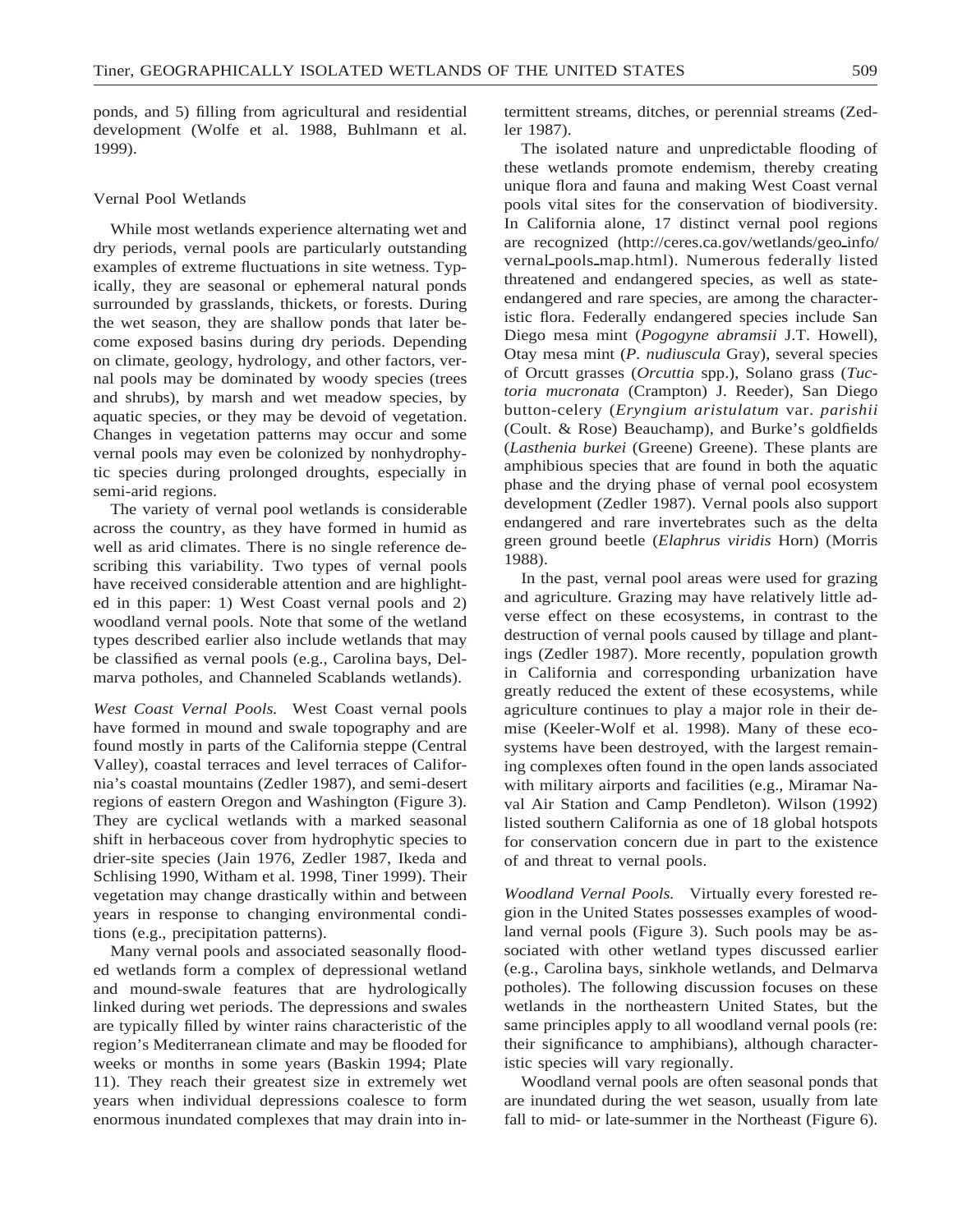ponds, and 5) filling from agricultural and residential development (Wolfe et al. 1988, Buhlmann et al. 1999).

### Vernal Pool Wetlands

While most wetlands experience alternating wet and dry periods, vernal pools are particularly outstanding examples of extreme fluctuations in site wetness. Typically, they are seasonal or ephemeral natural ponds surrounded by grasslands, thickets, or forests. During the wet season, they are shallow ponds that later become exposed basins during dry periods. Depending on climate, geology, hydrology, and other factors, vernal pools may be dominated by woody species (trees and shrubs), by marsh and wet meadow species, by aquatic species, or they may be devoid of vegetation. Changes in vegetation patterns may occur and some vernal pools may even be colonized by nonhydrophytic species during prolonged droughts, especially in semi-arid regions.

The variety of vernal pool wetlands is considerable across the country, as they have formed in humid as well as arid climates. There is no single reference describing this variability. Two types of vernal pools have received considerable attention and are highlighted in this paper: 1) West Coast vernal pools and 2) woodland vernal pools. Note that some of the wetland types described earlier also include wetlands that may be classified as vernal pools (e.g., Carolina bays, Delmarva potholes, and Channeled Scablands wetlands).

*West Coast Vernal Pools.* West Coast vernal pools have formed in mound and swale topography and are found mostly in parts of the California steppe (Central Valley), coastal terraces and level terraces of California's coastal mountains (Zedler 1987), and semi-desert regions of eastern Oregon and Washington (Figure 3). They are cyclical wetlands with a marked seasonal shift in herbaceous cover from hydrophytic species to drier-site species (Jain 1976, Zedler 1987, Ikeda and Schlising 1990, Witham et al. 1998, Tiner 1999). Their vegetation may change drastically within and between years in response to changing environmental conditions (e.g., precipitation patterns).

Many vernal pools and associated seasonally flooded wetlands form a complex of depressional wetland and mound-swale features that are hydrologically linked during wet periods. The depressions and swales are typically filled by winter rains characteristic of the region's Mediterranean climate and may be flooded for weeks or months in some years (Baskin 1994; Plate 11). They reach their greatest size in extremely wet years when individual depressions coalesce to form enormous inundated complexes that may drain into intermittent streams, ditches, or perennial streams (Zedler 1987).

The isolated nature and unpredictable flooding of these wetlands promote endemism, thereby creating unique flora and fauna and making West Coast vernal pools vital sites for the conservation of biodiversity. In California alone, 17 distinct vernal pool regions are recognized (http://ceres.ca.gov/wetlands/geo_info/vernal_pools_map.html). Numerous federally listed threatened and endangered species, as well as state-endangered and rare species, are among the characteristic flora. Federally endangered species include San Diego mesa mint (*Pogogyne abramsii* J.T. Howell), Otay mesa mint (*P. nudiuscula* Gray), several species of Orcutt grasses (*Orcuttia* spp.), Solano grass (*Tuctoria mucronata* (Crampton) J. Reeder), San Diego button-celery (*Eryngium aristulatum* var. *parishii* (Coult. & Rose) Beauchamp), and Burke's goldfields (*Lasthenia burkei* (Greene) Greene). These plants are amphibious species that are found in both the aquatic phase and the drying phase of vernal pool ecosystem development (Zedler 1987). Vernal pools also support endangered and rare invertebrates such as the delta green ground beetle (*Elaphrus viridis* Horn) (Morris 1988).

In the past, vernal pool areas were used for grazing and agriculture. Grazing may have relatively little adverse effect on these ecosystems, in contrast to the destruction of vernal pools caused by tillage and plantings (Zedler 1987). More recently, population growth in California and corresponding urbanization have greatly reduced the extent of these ecosystems, while agriculture continues to play a major role in their demise (Keeler-Wolf et al. 1998). Many of these ecosystems have been destroyed, with the largest remaining complexes often found in the open lands associated with military airports and facilities (e.g., Miramar Naval Air Station and Camp Pendleton). Wilson (1992) listed southern California as one of 18 global hotspots for conservation concern due in part to the existence of and threat to vernal pools.

*Woodland Vernal Pools.* Virtually every forested region in the United States possesses examples of woodland vernal pools (Figure 3). Such pools may be associated with other wetland types discussed earlier (e.g., Carolina bays, sinkhole wetlands, and Delmarva potholes). The following discussion focuses on these wetlands in the northeastern United States, but the same principles apply to all woodland vernal pools (re: their significance to amphibians), although characteristic species will vary regionally.

Woodland vernal pools are often seasonal ponds that are inundated during the wet season, usually from late fall to mid- or late-summer in the Northeast (Figure 6).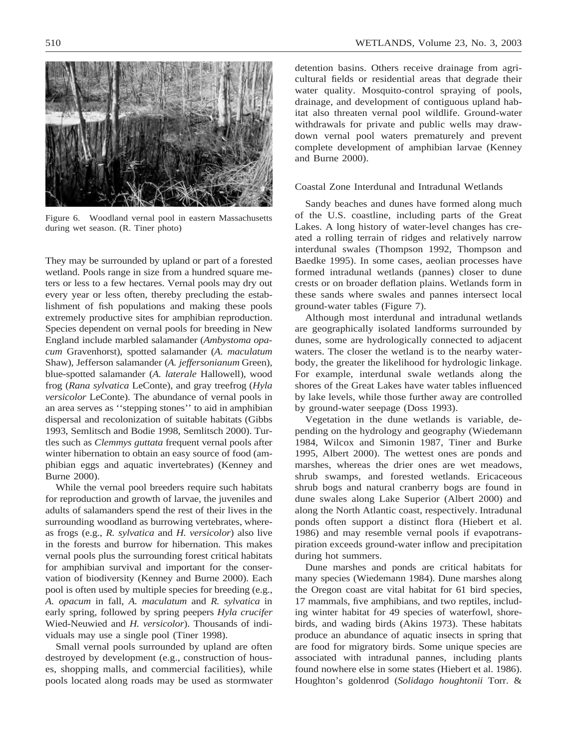Figure 6. Woodland vernal pool in eastern Massachusetts during wet season. (R. Tiner photo)

They may be surrounded by upland or part of a forested wetland. Pools range in size from a hundred square meters or less to a few hectares. Vernal pools may dry out every year or less often, thereby precluding the establishment of fish populations and making these pools extremely productive sites for amphibian reproduction. Species dependent on vernal pools for breeding in New England include marbled salamander (*Ambystoma opacum* Gravenhorst), spotted salamander (*A. maculatum* Shaw), Jefferson salamander (*A. jeffersonianum* Green), blue-spotted salamander (*A. laterale* Hallowell), wood frog (*Rana sylvatica* LeConte), and gray treefrog (*Hyla versicolor* LeConte). The abundance of vernal pools in an area serves as ''stepping stones'' to aid in amphibian dispersal and recolonization of suitable habitats (Gibbs 1993, Semlitsch and Bodie 1998, Semlitsch 2000). Turtles such as *Clemmys guttata* frequent vernal pools after winter hibernation to obtain an easy source of food (amphibian eggs and aquatic invertebrates) (Kenney and Burne 2000).

While the vernal pool breeders require such habitats for reproduction and growth of larvae, the juveniles and adults of salamanders spend the rest of their lives in the surrounding woodland as burrowing vertebrates, whereas frogs (e.g., *R. sylvatica* and *H. versicolor*) also live in the forests and burrow for hibernation. This makes vernal pools plus the surrounding forest critical habitats for amphibian survival and important for the conservation of biodiversity (Kenney and Burne 2000). Each pool is often used by multiple species for breeding (e.g., *A. opacum* in fall, *A. maculatum* and *R. sylvatica* in early spring, followed by spring peepers *Hyla crucifer* Wied-Neuwied and *H. versicolor*). Thousands of individuals may use a single pool (Tiner 1998).

Small vernal pools surrounded by upland are often destroyed by development (e.g., construction of houses, shopping malls, and commercial facilities), while pools located along roads may be used as stormwater detention basins. Others receive drainage from agricultural fields or residential areas that degrade their water quality. Mosquito-control spraying of pools, drainage, and development of contiguous upland habitat also threaten vernal pool wildlife. Ground-water withdrawals for private and public wells may drawdown vernal pool waters prematurely and prevent complete development of amphibian larvae (Kenney and Burne 2000).

### Coastal Zone Interdunal and Intradunal Wetlands

Sandy beaches and dunes have formed along much of the U.S. coastline, including parts of the Great Lakes. A long history of water-level changes has created a rolling terrain of ridges and relatively narrow interdunal swales (Thompson 1992, Thompson and Baedke 1995). In some cases, aeolian processes have formed intradunal wetlands (pannes) closer to dune crests or on broader deflation plains. Wetlands form in these sands where swales and pannes intersect local ground-water tables (Figure 7).

Although most interdunal and intradunal wetlands are geographically isolated landforms surrounded by dunes, some are hydrologically connected to adjacent waters. The closer the wetland is to the nearby waterbody, the greater the likelihood for hydrologic linkage. For example, interdunal swale wetlands along the shores of the Great Lakes have water tables influenced by lake levels, while those further away are controlled by ground-water seepage (Doss 1993).

Vegetation in the dune wetlands is variable, depending on the hydrology and geography (Wiedemann 1984, Wilcox and Simonin 1987, Tiner and Burke 1995, Albert 2000). The wettest ones are ponds and marshes, whereas the drier ones are wet meadows, shrub swamps, and forested wetlands. Ericaceous shrub bogs and natural cranberry bogs are found in dune swales along Lake Superior (Albert 2000) and along the North Atlantic coast, respectively. Intradunal ponds often support a distinct flora (Hiebert et al. 1986) and may resemble vernal pools if evapotranspiration exceeds ground-water inflow and precipitation during hot summers.

Dune marshes and ponds are critical habitats for many species (Wiedemann 1984). Dune marshes along the Oregon coast are vital habitat for 61 bird species, 17 mammals, five amphibians, and two reptiles, including winter habitat for 49 species of waterfowl, shorebirds, and wading birds (Akins 1973). These habitats produce an abundance of aquatic insects in spring that are food for migratory birds. Some unique species are associated with intradunal pannes, including plants found nowhere else in some states (Hiebert et al. 1986). Houghton's goldenrod (*Solidago houghtonii* Torr. &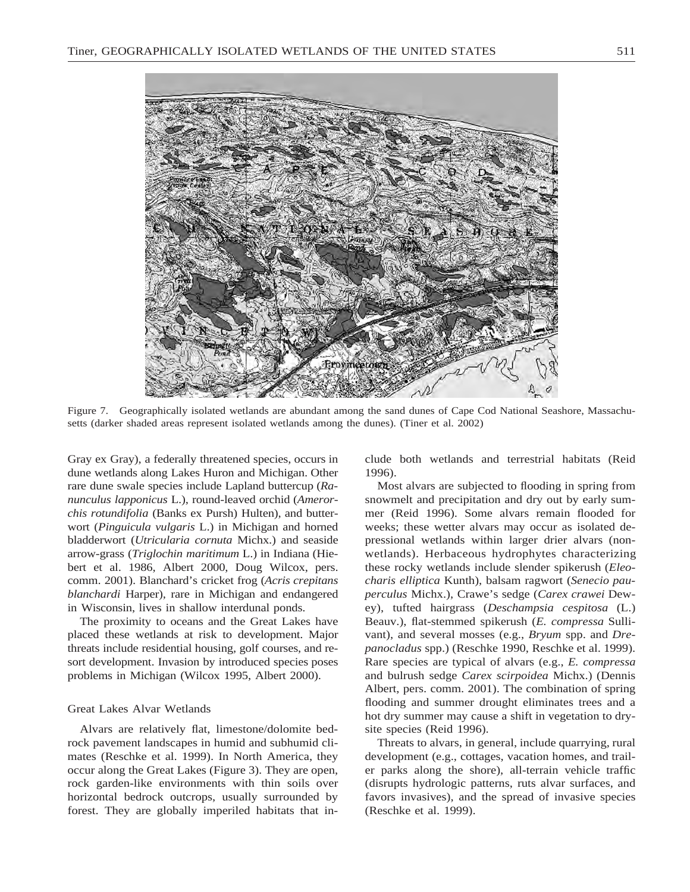Figure 7. Geographically isolated wetlands are abundant among the sand dunes of Cape Cod National Seashore, Massachusetts (darker shaded areas represent isolated wetlands among the dunes). (Tiner et al. 2002)

Gray ex Gray), a federally threatened species, occurs in dune wetlands along Lakes Huron and Michigan. Other rare dune swale species include Lapland buttercup (*Ranunculus lapponicus* L.), round-leaved orchid (*Amerorchis rotundifolia* (Banks ex Pursh) Hulten), and butterwort (*Pinguicula vulgaris* L.) in Michigan and horned bladderwort (*Utricularia cornuta* Michx.) and seaside arrow-grass (*Triglochin maritimum* L.) in Indiana (Hiebert et al. 1986, Albert 2000, Doug Wilcox, pers. comm. 2001). Blanchard's cricket frog (*Acris crepitans blanchardi* Harper), rare in Michigan and endangered in Wisconsin, lives in shallow interdunal ponds.

The proximity to oceans and the Great Lakes have placed these wetlands at risk to development. Major threats include residential housing, golf courses, and resort development. Invasion by introduced species poses problems in Michigan (Wilcox 1995, Albert 2000).

### Great Lakes Alvar Wetlands

Alvars are relatively flat, limestone/dolomite bedrock pavement landscapes in humid and subhumid climates (Reschke et al. 1999). In North America, they occur along the Great Lakes (Figure 3). They are open, rock garden-like environments with thin soils over horizontal bedrock outcrops, usually surrounded by forest. They are globally imperiled habitats that include both wetlands and terrestrial habitats (Reid 1996).

Most alvars are subjected to flooding in spring from snowmelt and precipitation and dry out by early summer (Reid 1996). Some alvars remain flooded for weeks; these wetter alvars may occur as isolated depressional wetlands within larger drier alvars (nonwetlands). Herbaceous hydrophytes characterizing these rocky wetlands include slender spikerush (*Eleocharis elliptica* Kunth), balsam ragwort (*Senecio pauperculus* Michx.), Crawe's sedge (*Carex crawei* Dewey), tufted hairgrass (*Deschampsia cespitosa* (L.) Beauv.), flat-stemmed spikerush (*E. compressa* Sullivant), and several mosses (e.g., *Bryum* spp. and *Drepanocladus* spp.) (Reschke 1990, Reschke et al. 1999). Rare species are typical of alvars (e.g., *E. compressa* and bulrush sedge *Carex scirpoidea* Michx.) (Dennis Albert, pers. comm. 2001). The combination of spring flooding and summer drought eliminates trees and a hot dry summer may cause a shift in vegetation to drysite species (Reid 1996).

Threats to alvars, in general, include quarrying, rural development (e.g., cottages, vacation homes, and trailer parks along the shore), all-terrain vehicle traffic (disrupts hydrologic patterns, ruts alvar surfaces, and favors invasives), and the spread of invasive species (Reschke et al. 1999).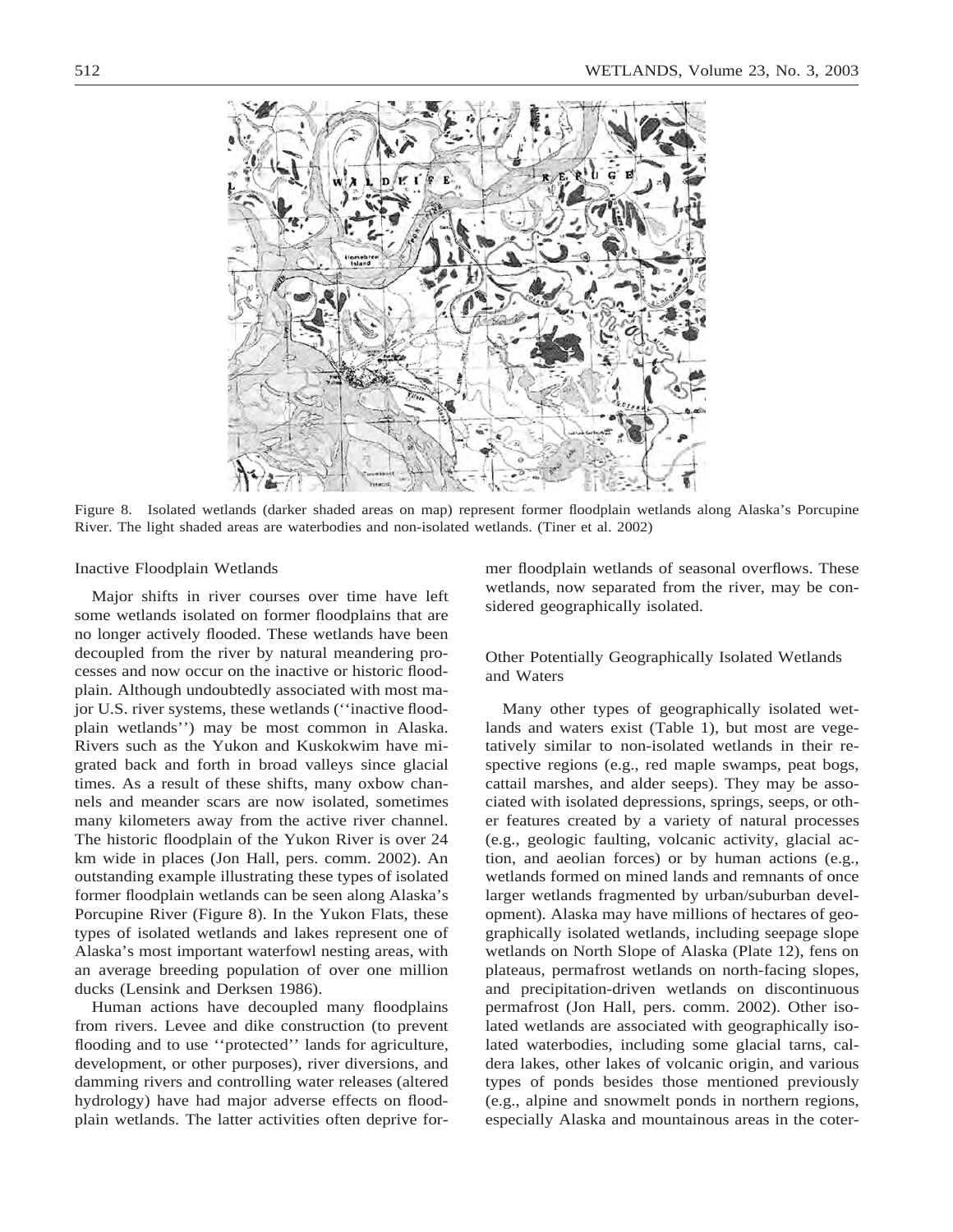Figure 8. Isolated wetlands (darker shaded areas on map) represent former floodplain wetlands along Alaska's Porcupine River. The light shaded areas are waterbodies and non-isolated wetlands. (Tiner et al. 2002)

### Inactive Floodplain Wetlands

Major shifts in river courses over time have left some wetlands isolated on former floodplains that are no longer actively flooded. These wetlands have been decoupled from the river by natural meandering processes and now occur on the inactive or historic floodplain. Although undoubtedly associated with most major U.S. river systems, these wetlands (''inactive floodplain wetlands'') may be most common in Alaska. Rivers such as the Yukon and Kuskokwim have migrated back and forth in broad valleys since glacial times. As a result of these shifts, many oxbow channels and meander scars are now isolated, sometimes many kilometers away from the active river channel. The historic floodplain of the Yukon River is over 24 km wide in places (Jon Hall, pers. comm. 2002). An outstanding example illustrating these types of isolated former floodplain wetlands can be seen along Alaska's Porcupine River (Figure 8). In the Yukon Flats, these types of isolated wetlands and lakes represent one of Alaska's most important waterfowl nesting areas, with an average breeding population of over one million ducks (Lensink and Derksen 1986).

Human actions have decoupled many floodplains from rivers. Levee and dike construction (to prevent flooding and to use ''protected'' lands for agriculture, development, or other purposes), river diversions, and damming rivers and controlling water releases (altered hydrology) have had major adverse effects on floodplain wetlands. The latter activities often deprive former floodplain wetlands of seasonal overflows. These wetlands, now separated from the river, may be considered geographically isolated.

### Other Potentially Geographically Isolated Wetlands and Waters

Many other types of geographically isolated wetlands and waters exist (Table 1), but most are vegetatively similar to non-isolated wetlands in their respective regions (e.g., red maple swamps, peat bogs, cattail marshes, and alder seeps). They may be associated with isolated depressions, springs, seeps, or other features created by a variety of natural processes (e.g., geologic faulting, volcanic activity, glacial action, and aeolian forces) or by human actions (e.g., wetlands formed on mined lands and remnants of once larger wetlands fragmented by urban/suburban development). Alaska may have millions of hectares of geographically isolated wetlands, including seepage slope wetlands on North Slope of Alaska (Plate 12), fens on plateaus, permafrost wetlands on north-facing slopes, and precipitation-driven wetlands on discontinuous permafrost (Jon Hall, pers. comm. 2002). Other isolated wetlands are associated with geographically isolated waterbodies, including some glacial tarns, caldera lakes, other lakes of volcanic origin, and various types of ponds besides those mentioned previously (e.g., alpine and snowmelt ponds in northern regions, especially Alaska and mountainous areas in the coter-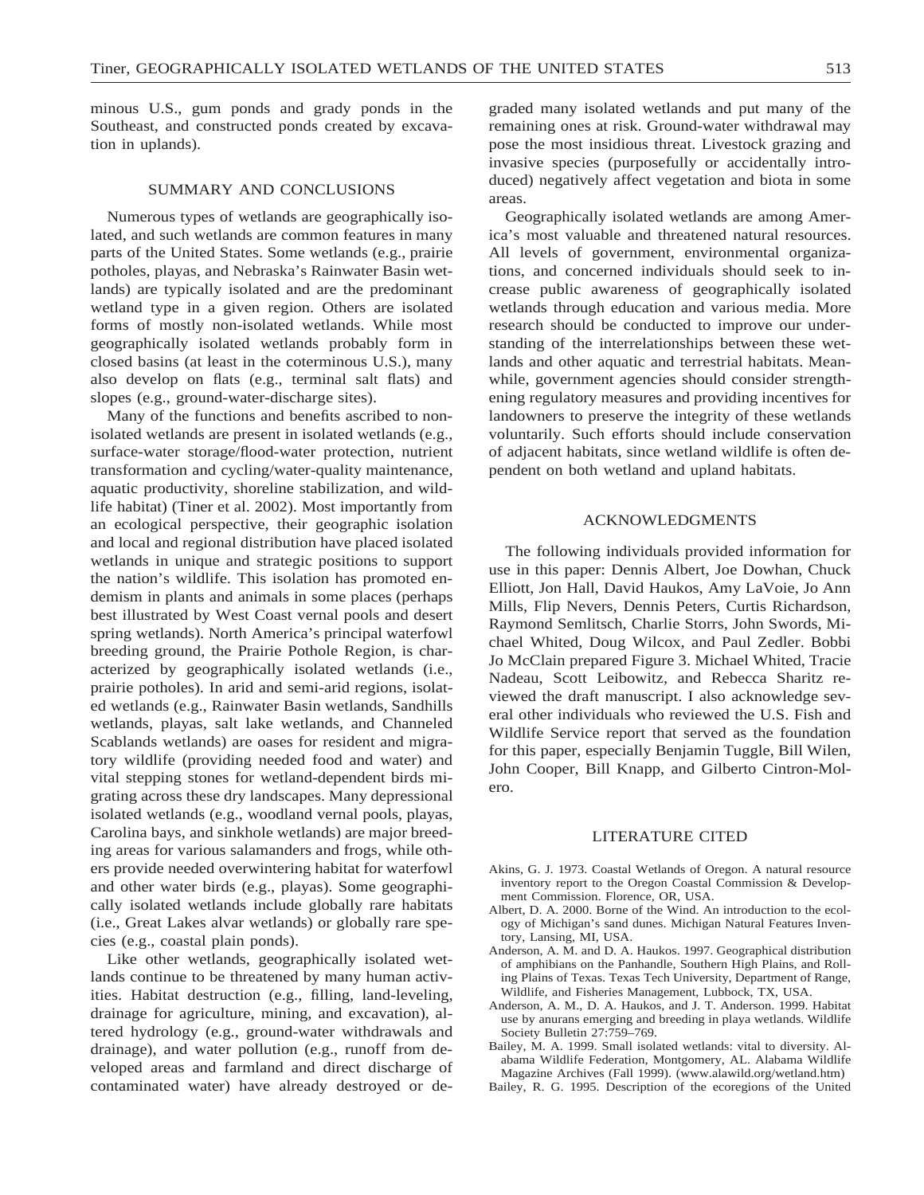minous U.S., gum ponds and grady ponds in the Southeast, and constructed ponds created by excavation in uplands).

## SUMMARY AND CONCLUSIONS

Numerous types of wetlands are geographically isolated, and such wetlands are common features in many parts of the United States. Some wetlands (e.g., prairie potholes, playas, and Nebraska's Rainwater Basin wetlands) are typically isolated and are the predominant wetland type in a given region. Others are isolated forms of mostly non-isolated wetlands. While most geographically isolated wetlands probably form in closed basins (at least in the coterminous U.S.), many also develop on flats (e.g., terminal salt flats) and slopes (e.g., ground-water-discharge sites).

Many of the functions and benefits ascribed to non-isolated wetlands are present in isolated wetlands (e.g., surface-water storage/flood-water protection, nutrient transformation and cycling/water-quality maintenance, aquatic productivity, shoreline stabilization, and wildlife habitat) (Tiner et al. 2002). Most importantly from an ecological perspective, their geographic isolation and local and regional distribution have placed isolated wetlands in unique and strategic positions to support the nation's wildlife. This isolation has promoted endemism in plants and animals in some places (perhaps best illustrated by West Coast vernal pools and desert spring wetlands). North America's principal waterfowl breeding ground, the Prairie Pothole Region, is characterized by geographically isolated wetlands (i.e., prairie potholes). In arid and semi-arid regions, isolated wetlands (e.g., Rainwater Basin wetlands, Sandhills wetlands, playas, salt lake wetlands, and Channeled Scablands wetlands) are oases for resident and migratory wildlife (providing needed food and water) and vital stepping stones for wetland-dependent birds migrating across these dry landscapes. Many depressional isolated wetlands (e.g., woodland vernal pools, playas, Carolina bays, and sinkhole wetlands) are major breeding areas for various salamanders and frogs, while others provide needed overwintering habitat for waterfowl and other water birds (e.g., playas). Some geographically isolated wetlands include globally rare habitats (i.e., Great Lakes alvar wetlands) or globally rare species (e.g., coastal plain ponds).

Like other wetlands, geographically isolated wetlands continue to be threatened by many human activities. Habitat destruction (e.g., filling, land-leveling, drainage for agriculture, mining, and excavation), altered hydrology (e.g., ground-water withdrawals and drainage), and water pollution (e.g., runoff from developed areas and farmland and direct discharge of contaminated water) have already destroyed or degraded many isolated wetlands and put many of the remaining ones at risk. Ground-water withdrawal may pose the most insidious threat. Livestock grazing and invasive species (purposefully or accidentally introduced) negatively affect vegetation and biota in some areas.

Geographically isolated wetlands are among America's most valuable and threatened natural resources. All levels of government, environmental organizations, and concerned individuals should seek to increase public awareness of geographically isolated wetlands through education and various media. More research should be conducted to improve our understanding of the interrelationships between these wetlands and other aquatic and terrestrial habitats. Meanwhile, government agencies should consider strengthening regulatory measures and providing incentives for landowners to preserve the integrity of these wetlands voluntarily. Such efforts should include conservation of adjacent habitats, since wetland wildlife is often dependent on both wetland and upland habitats.

## ACKNOWLEDGMENTS

The following individuals provided information for use in this paper: Dennis Albert, Joe Dowhan, Chuck Elliott, Jon Hall, David Haukos, Amy LaVoie, Jo Ann Mills, Flip Nevers, Dennis Peters, Curtis Richardson, Raymond Semlitsch, Charlie Storrs, John Swords, Michael Whited, Doug Wilcox, and Paul Zedler. Bobbi Jo McClain prepared Figure 3. Michael Whited, Tracie Nadeau, Scott Leibowitz, and Rebecca Sharitz reviewed the draft manuscript. I also acknowledge several other individuals who reviewed the U.S. Fish and Wildlife Service report that served as the foundation for this paper, especially Benjamin Tuggle, Bill Wilen, John Cooper, Bill Knapp, and Gilberto Cintron-Molero.

## LITERATURE CITED

Akins, G. J. 1973. Coastal Wetlands of Oregon. A natural resource inventory report to the Oregon Coastal Commission & Development Commission. Florence, OR, USA.

Albert, D. A. 2000. Borne of the Wind. An introduction to the ecology of Michigan's sand dunes. Michigan Natural Features Inventory, Lansing, MI, USA.

Anderson, A. M. and D. A. Haukos. 1997. Geographical distribution of amphibians on the Panhandle, Southern High Plains, and Rolling Plains of Texas. Texas Tech University, Department of Range, Wildlife, and Fisheries Management, Lubbock, TX, USA.

Anderson, A. M., D. A. Haukos, and J. T. Anderson. 1999. Habitat use by anurans emerging and breeding in playa wetlands. Wildlife Society Bulletin 27:759–769.

Bailey, M. A. 1999. Small isolated wetlands: vital to diversity. Alabama Wildlife Federation, Montgomery, AL. Alabama Wildlife Magazine Archives (Fall 1999). (www.alawild.org/wetland.htm)

Bailey, R. G. 1995. Description of the ecoregions of the United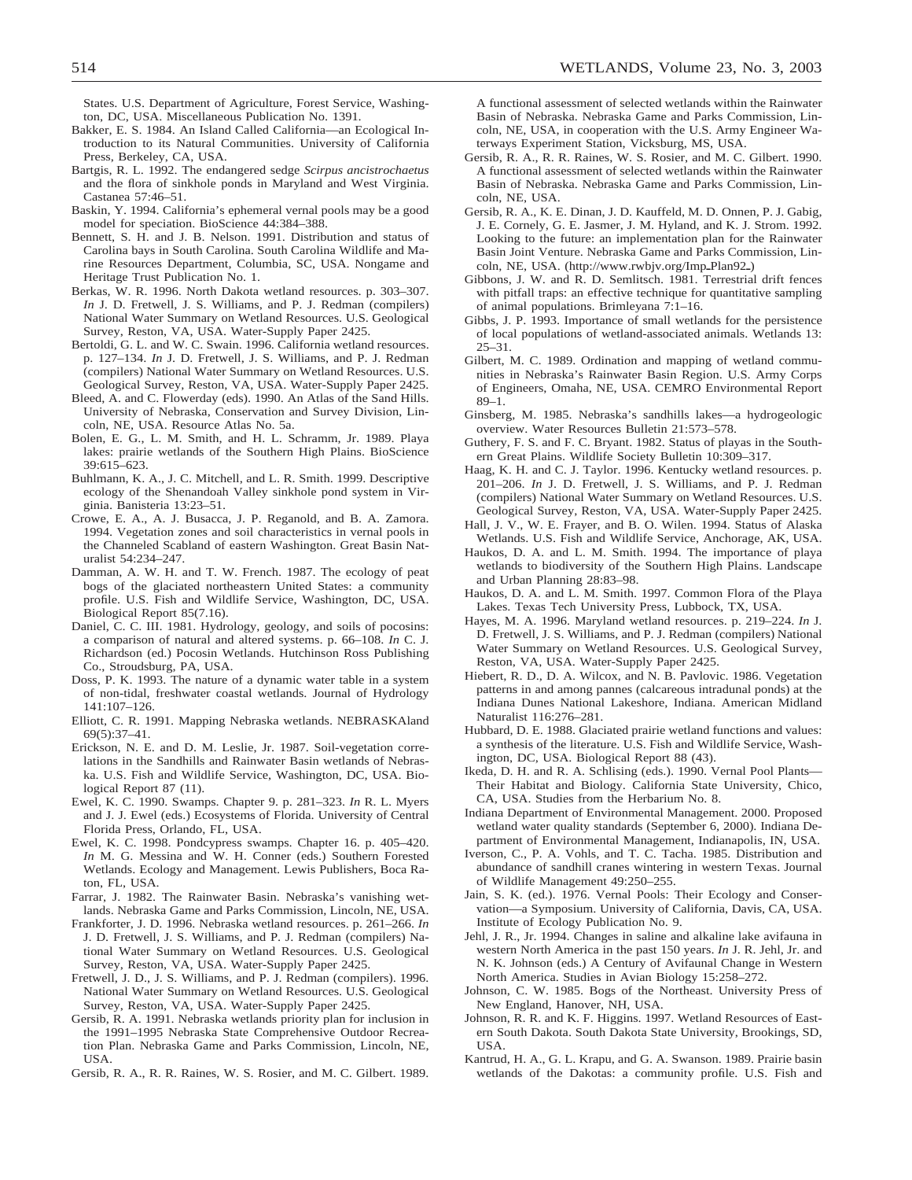States. U.S. Department of Agriculture, Forest Service, Washington, DC, USA. Miscellaneous Publication No. 1391.

Bakker, E. S. 1984. An Island Called California—an Ecological Introduction to its Natural Communities. University of California Press, Berkeley, CA, USA.

Bartgis, R. L. 1992. The endangered sedge *Scirpus ancistrochaetus* and the flora of sinkhole ponds in Maryland and West Virginia. Castanea 57:46–51.

Baskin, Y. 1994. California's ephemeral vernal pools may be a good model for speciation. BioScience 44:384–388.

Bennett, S. H. and J. B. Nelson. 1991. Distribution and status of Carolina bays in South Carolina. South Carolina Wildlife and Marine Resources Department, Columbia, SC, USA. Nongame and Heritage Trust Publication No. 1.

Berkas, W. R. 1996. North Dakota wetland resources. p. 303–307. *In* J. D. Fretwell, J. S. Williams, and P. J. Redman (compilers) National Water Summary on Wetland Resources. U.S. Geological Survey, Reston, VA, USA. Water-Supply Paper 2425.

Bertoldi, G. L. and W. C. Swain. 1996. California wetland resources. p. 127–134. *In* J. D. Fretwell, J. S. Williams, and P. J. Redman (compilers) National Water Summary on Wetland Resources. U.S. Geological Survey, Reston, VA, USA. Water-Supply Paper 2425.

Bleed, A. and C. Flowerday (eds). 1990. An Atlas of the Sand Hills. University of Nebraska, Conservation and Survey Division, Lincoln, NE, USA. Resource Atlas No. 5a.

Bolen, E. G., L. M. Smith, and H. L. Schramm, Jr. 1989. Playa lakes: prairie wetlands of the Southern High Plains. BioScience 39:615–623.

Buhlmann, K. A., J. C. Mitchell, and L. R. Smith. 1999. Descriptive ecology of the Shenandoah Valley sinkhole pond system in Virginia. Banisteria 13:23–51.

Crowe, E. A., A. J. Busacca, J. P. Reganold, and B. A. Zamora. 1994. Vegetation zones and soil characteristics in vernal pools in the Channeled Scabland of eastern Washington. Great Basin Naturalist 54:234–247.

Damman, A. W. H. and T. W. French. 1987. The ecology of peat bogs of the glaciated northeastern United States: a community profile. U.S. Fish and Wildlife Service, Washington, DC, USA. Biological Report 85(7.16).

Daniel, C. C. III. 1981. Hydrology, geology, and soils of pocosins: a comparison of natural and altered systems. p. 66–108. *In* C. J. Richardson (ed.) Pocosin Wetlands. Hutchinson Ross Publishing Co., Stroudsburg, PA, USA.

Doss, P. K. 1993. The nature of a dynamic water table in a system of non-tidal, freshwater coastal wetlands. Journal of Hydrology 141:107–126.

Elliott, C. R. 1991. Mapping Nebraska wetlands. NEBRASKAland 69(5):37–41.

Erickson, N. E. and D. M. Leslie, Jr. 1987. Soil-vegetation correlations in the Sandhills and Rainwater Basin wetlands of Nebraska. U.S. Fish and Wildlife Service, Washington, DC, USA. Biological Report 87 (11).

Ewel, K. C. 1990. Swamps. Chapter 9. p. 281–323. *In* R. L. Myers and J. J. Ewel (eds.) Ecosystems of Florida. University of Central Florida Press, Orlando, FL, USA.

Ewel, K. C. 1998. Pondcypress swamps. Chapter 16. p. 405–420. *In* M. G. Messina and W. H. Conner (eds.) Southern Forested Wetlands. Ecology and Management. Lewis Publishers, Boca Raton, FL, USA.

Farrar, J. 1982. The Rainwater Basin. Nebraska's vanishing wetlands. Nebraska Game and Parks Commission, Lincoln, NE, USA.

Frankforter, J. D. 1996. Nebraska wetland resources. p. 261–266. *In* J. D. Fretwell, J. S. Williams, and P. J. Redman (compilers) National Water Summary on Wetland Resources. U.S. Geological Survey, Reston, VA, USA. Water-Supply Paper 2425.

Fretwell, J. D., J. S. Williams, and P. J. Redman (compilers). 1996. National Water Summary on Wetland Resources. U.S. Geological Survey, Reston, VA, USA. Water-Supply Paper 2425.

Gersib, R. A. 1991. Nebraska wetlands priority plan for inclusion in the 1991–1995 Nebraska State Comprehensive Outdoor Recreation Plan. Nebraska Game and Parks Commission, Lincoln, NE, USA.

Gersib, R. A., R. R. Raines, W. S. Rosier, and M. C. Gilbert. 1989. A functional assessment of selected wetlands within the Rainwater Basin of Nebraska. Nebraska Game and Parks Commission, Lincoln, NE, USA, in cooperation with the U.S. Army Engineer Waterways Experiment Station, Vicksburg, MS, USA.

Gersib, R. A., R. R. Raines, W. S. Rosier, and M. C. Gilbert. 1990. A functional assessment of selected wetlands within the Rainwater Basin of Nebraska. Nebraska Game and Parks Commission, Lincoln, NE, USA.

Gersib, R. A., K. E. Dinan, J. D. Kauffeld, M. D. Onnen, P. J. Gabig, J. E. Cornely, G. E. Jasmer, J. M. Hyland, and K. J. Strom. 1992. Looking to the future: an implementation plan for the Rainwater Basin Joint Venture. Nebraska Game and Parks Commission, Lincoln, NE, USA. (http://www.rwbjv.org/Imp_Plan92_)

Gibbons, J. W. and R. D. Semlitsch. 1981. Terrestrial drift fences with pitfall traps: an effective technique for quantitative sampling of animal populations. Brimleyana 7:1–16.

Gibbs, J. P. 1993. Importance of small wetlands for the persistence of local populations of wetland-associated animals. Wetlands 13: 25–31.

Gilbert, M. C. 1989. Ordination and mapping of wetland communities in Nebraska's Rainwater Basin Region. U.S. Army Corps of Engineers, Omaha, NE, USA. CEMRO Environmental Report 89–1.

Ginsberg, M. 1985. Nebraska's sandhills lakes—a hydrogeologic overview. Water Resources Bulletin 21:573–578.

Guthery, F. S. and F. C. Bryant. 1982. Status of playas in the Southern Great Plains. Wildlife Society Bulletin 10:309–317.

Haag, K. H. and C. J. Taylor. 1996. Kentucky wetland resources. p. 201–206. *In* J. D. Fretwell, J. S. Williams, and P. J. Redman (compilers) National Water Summary on Wetland Resources. U.S. Geological Survey, Reston, VA, USA. Water-Supply Paper 2425.

Hall, J. V., W. E. Frayer, and B. O. Wilen. 1994. Status of Alaska Wetlands. U.S. Fish and Wildlife Service, Anchorage, AK, USA.

Haukos, D. A. and L. M. Smith. 1994. The importance of playa wetlands to biodiversity of the Southern High Plains. Landscape and Urban Planning 28:83–98.

Haukos, D. A. and L. M. Smith. 1997. Common Flora of the Playa Lakes. Texas Tech University Press, Lubbock, TX, USA.

Hayes, M. A. 1996. Maryland wetland resources. p. 219–224. *In* J. D. Fretwell, J. S. Williams, and P. J. Redman (compilers) National Water Summary on Wetland Resources. U.S. Geological Survey, Reston, VA, USA. Water-Supply Paper 2425.

Hiebert, R. D., D. A. Wilcox, and N. B. Pavlovic. 1986. Vegetation patterns in and among pannes (calcareous intradunal ponds) at the Indiana Dunes National Lakeshore, Indiana. American Midland Naturalist 116:276–281.

Hubbard, D. E. 1988. Glaciated prairie wetland functions and values: a synthesis of the literature. U.S. Fish and Wildlife Service, Washington, DC, USA. Biological Report 88 (43).

Ikeda, D. H. and R. A. Schlising (eds.). 1990. Vernal Pool Plants—Their Habitat and Biology. California State University, Chico, CA, USA. Studies from the Herbarium No. 8.

Indiana Department of Environmental Management. 2000. Proposed wetland water quality standards (September 6, 2000). Indiana Department of Environmental Management, Indianapolis, IN, USA.

Iverson, C., P. A. Vohls, and T. C. Tacha. 1985. Distribution and abundance of sandhill cranes wintering in western Texas. Journal of Wildlife Management 49:250–255.

Jain, S. K. (ed.). 1976. Vernal Pools: Their Ecology and Conservation—a Symposium. University of California, Davis, CA, USA. Institute of Ecology Publication No. 9.

Jehl, J. R., Jr. 1994. Changes in saline and alkaline lake avifauna in western North America in the past 150 years. *In* J. R. Jehl, Jr. and N. K. Johnson (eds.) A Century of Avifaunal Change in Western North America. Studies in Avian Biology 15:258–272.

Johnson, C. W. 1985. Bogs of the Northeast. University Press of New England, Hanover, NH, USA.

Johnson, R. R. and K. F. Higgins. 1997. Wetland Resources of Eastern South Dakota. South Dakota State University, Brookings, SD, USA.

Kantrud, H. A., G. L. Krapu, and G. A. Swanson. 1989. Prairie basin wetlands of the Dakotas: a community profile. U.S. Fish and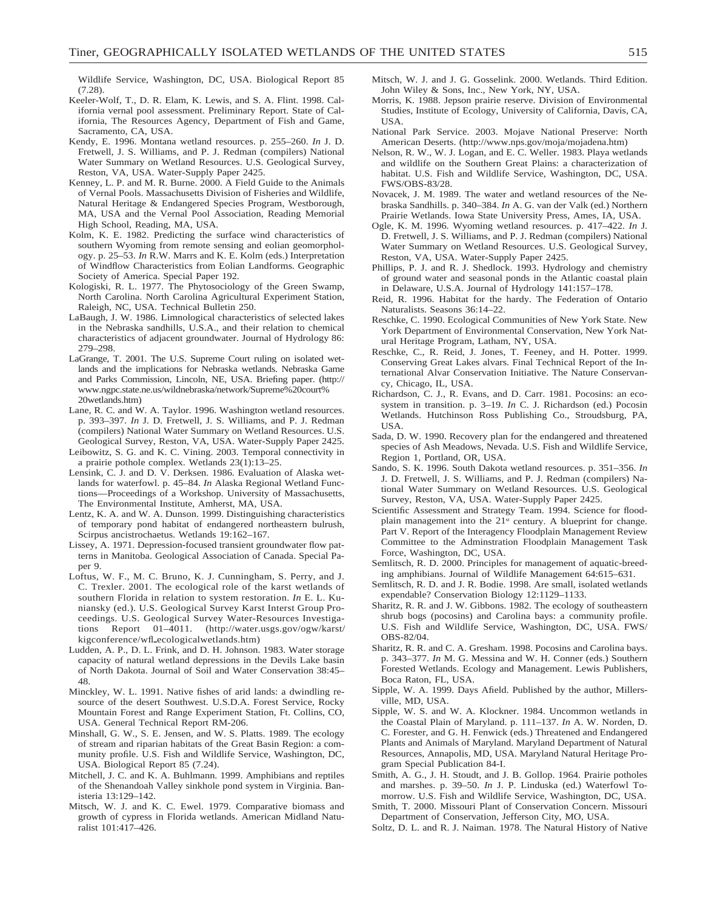Wildlife Service, Washington, DC, USA. Biological Report 85 (7.28).

Keeler-Wolf, T., D. R. Elam, K. Lewis, and S. A. Flint. 1998. California vernal pool assessment. Preliminary Report. State of California, The Resources Agency, Department of Fish and Game, Sacramento, CA, USA.

Kendy, E. 1996. Montana wetland resources. p. 255–260. *In* J. D. Fretwell, J. S. Williams, and P. J. Redman (compilers) National Water Summary on Wetland Resources. U.S. Geological Survey, Reston, VA, USA. Water-Supply Paper 2425.

Kenney, L. P. and M. R. Burne. 2000. A Field Guide to the Animals of Vernal Pools. Massachusetts Division of Fisheries and Wildlife, Natural Heritage & Endangered Species Program, Westborough, MA, USA and the Vernal Pool Association, Reading Memorial High School, Reading, MA, USA.

Kolm, K. E. 1982. Predicting the surface wind characteristics of southern Wyoming from remote sensing and eolian geomorphology. p. 25–53. *In* R.W. Marrs and K. E. Kolm (eds.) Interpretation of Windflow Characteristics from Eolian Landforms. Geographic Society of America. Special Paper 192.

Kologiski, R. L. 1977. The Phytosociology of the Green Swamp, North Carolina. North Carolina Agricultural Experiment Station, Raleigh, NC, USA. Technical Bulletin 250.

LaBaugh, J. W. 1986. Limnological characteristics of selected lakes in the Nebraska sandhills, U.S.A., and their relation to chemical characteristics of adjacent groundwater. Journal of Hydrology 86: 279–298.

LaGrange, T. 2001. The U.S. Supreme Court ruling on isolated wetlands and the implications for Nebraska wetlands. Nebraska Game and Parks Commission, Lincoln, NE, USA. Briefing paper. (http://www.ngpc.state.ne.us/wildnebraska/network/Supreme%20court%20wetlands.htm)

Lane, R. C. and W. A. Taylor. 1996. Washington wetland resources. p. 393–397. *In* J. D. Fretwell, J. S. Williams, and P. J. Redman (compilers) National Water Summary on Wetland Resources. U.S. Geological Survey, Reston, VA, USA. Water-Supply Paper 2425.

Leibowitz, S. G. and K. C. Vining. 2003. Temporal connectivity in a prairie pothole complex. Wetlands 23(1):13–25.

Lensink, C. J. and D. V. Derksen. 1986. Evaluation of Alaska wetlands for waterfowl. p. 45–84. *In* Alaska Regional Wetland Functions—Proceedings of a Workshop. University of Massachusetts, The Environmental Institute, Amherst, MA, USA.

Lentz, K. A. and W. A. Dunson. 1999. Distinguishing characteristics of temporary pond habitat of endangered northeastern bulrush, Scirpus ancistrochaetus. Wetlands 19:162–167.

Lissey, A. 1971. Depression-focused transient groundwater flow patterns in Manitoba. Geological Association of Canada. Special Paper 9.

Loftus, W. F., M. C. Bruno, K. J. Cunningham, S. Perry, and J. C. Trexler. 2001. The ecological role of the karst wetlands of southern Florida in relation to system restoration. *In* E. L. Kuniansky (ed.). U.S. Geological Survey Karst Interst Group Proceedings. U.S. Geological Survey Water-Resources Investigations Report 01–4011. (http://water.usgs.gov/ogw/karst/kigconference/wfl_ecologicalwetlands.htm)

Ludden, A. P., D. L. Frink, and D. H. Johnson. 1983. Water storage capacity of natural wetland depressions in the Devils Lake basin of North Dakota. Journal of Soil and Water Conservation 38:45–48.

Minckley, W. L. 1991. Native fishes of arid lands: a dwindling resource of the desert Southwest. U.S.D.A. Forest Service, Rocky Mountain Forest and Range Experiment Station, Ft. Collins, CO, USA. General Technical Report RM-206.

Minshall, G. W., S. E. Jensen, and W. S. Platts. 1989. The ecology of stream and riparian habitats of the Great Basin Region: a community profile. U.S. Fish and Wildlife Service, Washington, DC, USA. Biological Report 85 (7.24).

Mitchell, J. C. and K. A. Buhlmann. 1999. Amphibians and reptiles of the Shenandoah Valley sinkhole pond system in Virginia. Banisteria 13:129–142.

Mitsch, W. J. and K. C. Ewel. 1979. Comparative biomass and growth of cypress in Florida wetlands. American Midland Naturalist 101:417–426.

Mitsch, W. J. and J. G. Gosselink. 2000. Wetlands. Third Edition. John Wiley & Sons, Inc., New York, NY, USA.

Morris, K. 1988. Jepson prairie reserve. Division of Environmental Studies, Institute of Ecology, University of California, Davis, CA, USA.

National Park Service. 2003. Mojave National Preserve: North American Deserts. (http://www.nps.gov/moja/mojadena.htm)

Nelson, R. W., W. J. Logan, and E. C. Weller. 1983. Playa wetlands and wildlife on the Southern Great Plains: a characterization of habitat. U.S. Fish and Wildlife Service, Washington, DC, USA. FWS/OBS-83/28.

Novacek, J. M. 1989. The water and wetland resources of the Nebraska Sandhills. p. 340–384. *In* A. G. van der Valk (ed.) Northern Prairie Wetlands. Iowa State University Press, Ames, IA, USA.

Ogle, K. M. 1996. Wyoming wetland resources. p. 417–422. *In* J. D. Fretwell, J. S. Williams, and P. J. Redman (compilers) National Water Summary on Wetland Resources. U.S. Geological Survey, Reston, VA, USA. Water-Supply Paper 2425.

Phillips, P. J. and R. J. Shedlock. 1993. Hydrology and chemistry of ground water and seasonal ponds in the Atlantic coastal plain in Delaware, U.S.A. Journal of Hydrology 141:157–178.

Reid, R. 1996. Habitat for the hardy. The Federation of Ontario Naturalists. Seasons 36:14–22.

Reschke, C. 1990. Ecological Communities of New York State. New York Department of Environmental Conservation, New York Natural Heritage Program, Latham, NY, USA.

Reschke, C., R. Reid, J. Jones, T. Feeney, and H. Potter. 1999. Conserving Great Lakes alvars. Final Technical Report of the International Alvar Conservation Initiative. The Nature Conservancy, Chicago, IL, USA.

Richardson, C. J., R. Evans, and D. Carr. 1981. Pocosins: an ecosystem in transition. p. 3–19. *In* C. J. Richardson (ed.) Pocosin Wetlands. Hutchinson Ross Publishing Co., Stroudsburg, PA, USA.

Sada, D. W. 1990. Recovery plan for the endangered and threatened species of Ash Meadows, Nevada. U.S. Fish and Wildlife Service, Region 1, Portland, OR, USA.

Sando, S. K. 1996. South Dakota wetland resources. p. 351–356. *In* J. D. Fretwell, J. S. Williams, and P. J. Redman (compilers) National Water Summary on Wetland Resources. U.S. Geological Survey, Reston, VA, USA. Water-Supply Paper 2425.

Scientific Assessment and Strategy Team. 1994. Science for floodplain management into the 21st century. A blueprint for change. Part V. Report of the Interagency Floodplain Management Review Committee to the Adminstration Floodplain Management Task Force, Washington, DC, USA.

Semlitsch, R. D. 2000. Principles for management of aquatic-breeding amphibians. Journal of Wildlife Management 64:615–631.

Semlitsch, R. D. and J. R. Bodie. 1998. Are small, isolated wetlands expendable? Conservation Biology 12:1129–1133.

Sharitz, R. R. and J. W. Gibbons. 1982. The ecology of southeastern shrub bogs (pocosins) and Carolina bays: a community profile. U.S. Fish and Wildlife Service, Washington, DC, USA. FWS/OBS-82/04.

Sharitz, R. R. and C. A. Gresham. 1998. Pocosins and Carolina bays. p. 343–377. *In* M. G. Messina and W. H. Conner (eds.) Southern Forested Wetlands. Ecology and Management. Lewis Publishers, Boca Raton, FL, USA.

Sipple, W. A. 1999. Days Afield. Published by the author, Millersville, MD, USA.

Sipple, W. S. and W. A. Klockner. 1984. Uncommon wetlands in the Coastal Plain of Maryland. p. 111–137. *In* A. W. Norden, D. C. Forester, and G. H. Fenwick (eds.) Threatened and Endangered Plants and Animals of Maryland. Maryland Department of Natural Resources, Annapolis, MD, USA. Maryland Natural Heritage Program Special Publication 84-I.

Smith, A. G., J. H. Stoudt, and J. B. Gollop. 1964. Prairie potholes and marshes. p. 39–50. *In* J. P. Linduska (ed.) Waterfowl Tomorrow. U.S. Fish and Wildlife Service, Washington, DC, USA.

Smith, T. 2000. Missouri Plant of Conservation Concern. Missouri Department of Conservation, Jefferson City, MO, USA.

Soltz, D. L. and R. J. Naiman. 1978. The Natural History of Native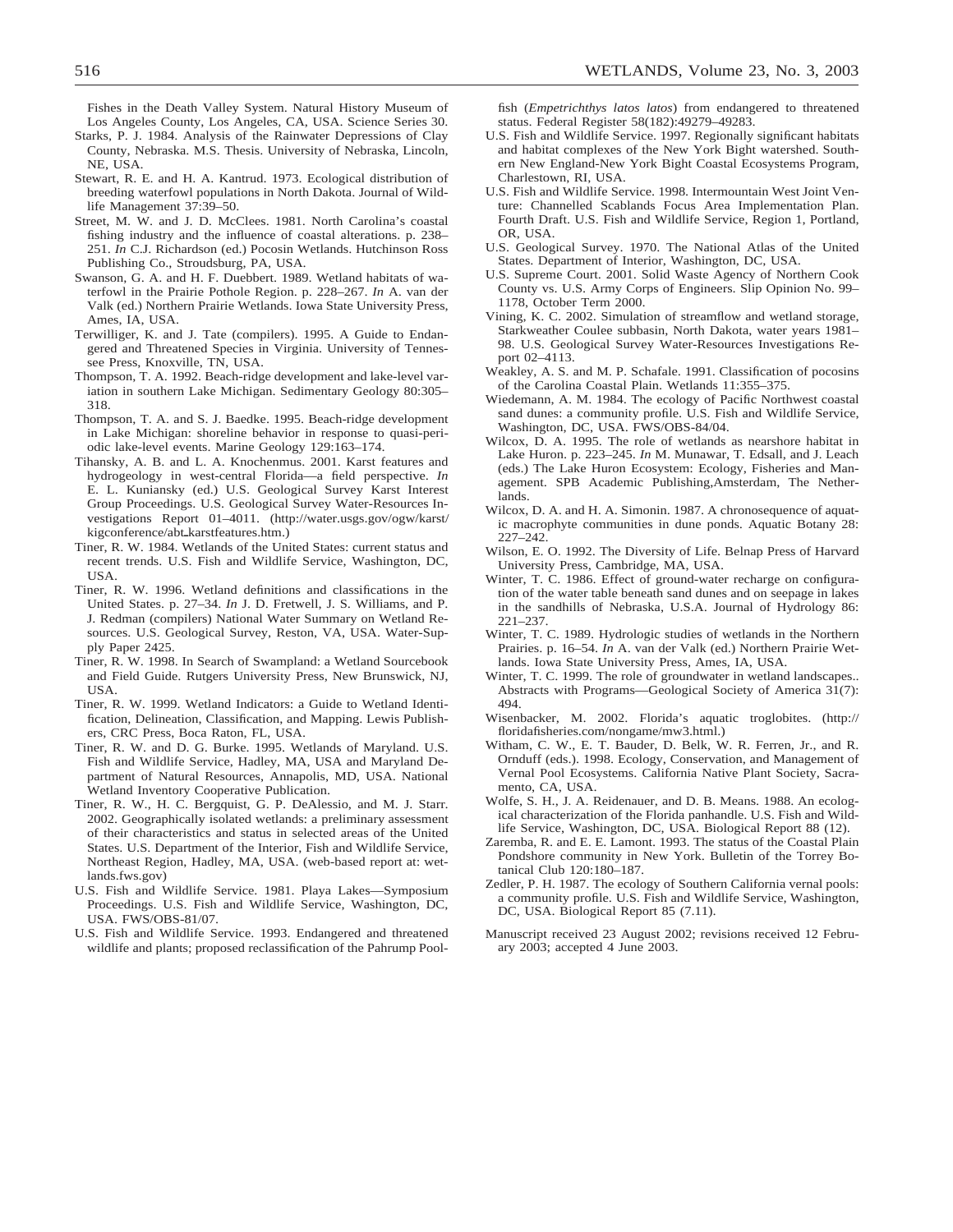Fishes in the Death Valley System. Natural History Museum of Los Angeles County, Los Angeles, CA, USA. Science Series 30.

Starks, P. J. 1984. Analysis of the Rainwater Depressions of Clay County, Nebraska. M.S. Thesis. University of Nebraska, Lincoln, NE, USA.

Stewart, R. E. and H. A. Kantrud. 1973. Ecological distribution of breeding waterfowl populations in North Dakota. Journal of Wildlife Management 37:39–50.

Street, M. W. and J. D. McClees. 1981. North Carolina's coastal fishing industry and the influence of coastal alterations. p. 238–251. *In* C.J. Richardson (ed.) Pocosin Wetlands. Hutchinson Ross Publishing Co., Stroudsburg, PA, USA.

Swanson, G. A. and H. F. Duebbert. 1989. Wetland habitats of waterfowl in the Prairie Pothole Region. p. 228–267. *In* A. van der Valk (ed.) Northern Prairie Wetlands. Iowa State University Press, Ames, IA, USA.

Terwilliger, K. and J. Tate (compilers). 1995. A Guide to Endangered and Threatened Species in Virginia. University of Tennessee Press, Knoxville, TN, USA.

Thompson, T. A. 1992. Beach-ridge development and lake-level variation in southern Lake Michigan. Sedimentary Geology 80:305–318.

Thompson, T. A. and S. J. Baedke. 1995. Beach-ridge development in Lake Michigan: shoreline behavior in response to quasi-periodic lake-level events. Marine Geology 129:163–174.

Tihansky, A. B. and L. A. Knochenmus. 2001. Karst features and hydrogeology in west-central Florida—a field perspective. *In* E. L. Kuniansky (ed.) U.S. Geological Survey Karst Interest Group Proceedings. U.S. Geological Survey Water-Resources Investigations Report 01–4011. (http://water.usgs.gov/ogw/karst/kigconference/abt_karstfeatures.htm.)

Tiner, R. W. 1984. Wetlands of the United States: current status and recent trends. U.S. Fish and Wildlife Service, Washington, DC, USA.

Tiner, R. W. 1996. Wetland definitions and classifications in the United States. p. 27–34. *In* J. D. Fretwell, J. S. Williams, and P. J. Redman (compilers) National Water Summary on Wetland Resources. U.S. Geological Survey, Reston, VA, USA. Water-Supply Paper 2425.

Tiner, R. W. 1998. In Search of Swampland: a Wetland Sourcebook and Field Guide. Rutgers University Press, New Brunswick, NJ, USA.

Tiner, R. W. 1999. Wetland Indicators: a Guide to Wetland Identification, Delineation, Classification, and Mapping. Lewis Publishers, CRC Press, Boca Raton, FL, USA.

Tiner, R. W. and D. G. Burke. 1995. Wetlands of Maryland. U.S. Fish and Wildlife Service, Hadley, MA, USA and Maryland Department of Natural Resources, Annapolis, MD, USA. National Wetland Inventory Cooperative Publication.

Tiner, R. W., H. C. Bergquist, G. P. DeAlessio, and M. J. Starr. 2002. Geographically isolated wetlands: a preliminary assessment of their characteristics and status in selected areas of the United States. U.S. Department of the Interior, Fish and Wildlife Service, Northeast Region, Hadley, MA, USA. (web-based report at: wetlands.fws.gov)

U.S. Fish and Wildlife Service. 1981. Playa Lakes—Symposium Proceedings. U.S. Fish and Wildlife Service, Washington, DC, USA. FWS/OBS-81/07.

U.S. Fish and Wildlife Service. 1993. Endangered and threatened wildlife and plants; proposed reclassification of the Pahrump Poolfish (*Empetrichthys latos latos*) from endangered to threatened status. Federal Register 58(182):49279–49283.

U.S. Fish and Wildlife Service. 1997. Regionally significant habitats and habitat complexes of the New York Bight watershed. Southern New England-New York Bight Coastal Ecosystems Program, Charlestown, RI, USA.

U.S. Fish and Wildlife Service. 1998. Intermountain West Joint Venture: Channelled Scablands Focus Area Implementation Plan. Fourth Draft. U.S. Fish and Wildlife Service, Region 1, Portland, OR, USA.

U.S. Geological Survey. 1970. The National Atlas of the United States. Department of Interior, Washington, DC, USA.

U.S. Supreme Court. 2001. Solid Waste Agency of Northern Cook County vs. U.S. Army Corps of Engineers. Slip Opinion No. 99–1178, October Term 2000.

Vining, K. C. 2002. Simulation of streamflow and wetland storage, Starkweather Coulee subbasin, North Dakota, water years 1981–98. U.S. Geological Survey Water-Resources Investigations Report 02–4113.

Weakley, A. S. and M. P. Schafale. 1991. Classification of pocosins of the Carolina Coastal Plain. Wetlands 11:355–375.

Wiedemann, A. M. 1984. The ecology of Pacific Northwest coastal sand dunes: a community profile. U.S. Fish and Wildlife Service, Washington, DC, USA. FWS/OBS-84/04.

Wilcox, D. A. 1995. The role of wetlands as nearshore habitat in Lake Huron. p. 223–245. *In* M. Munawar, T. Edsall, and J. Leach (eds.) The Lake Huron Ecosystem: Ecology, Fisheries and Management. SPB Academic Publishing,Amsterdam, The Netherlands.

Wilcox, D. A. and H. A. Simonin. 1987. A chronosequence of aquatic macrophyte communities in dune ponds. Aquatic Botany 28: 227–242.

Wilson, E. O. 1992. The Diversity of Life. Belnap Press of Harvard University Press, Cambridge, MA, USA.

Winter, T. C. 1986. Effect of ground-water recharge on configuration of the water table beneath sand dunes and on seepage in lakes in the sandhills of Nebraska, U.S.A. Journal of Hydrology 86: 221–237.

Winter, T. C. 1989. Hydrologic studies of wetlands in the Northern Prairies. p. 16–54. *In* A. van der Valk (ed.) Northern Prairie Wetlands. Iowa State University Press, Ames, IA, USA.

Winter, T. C. 1999. The role of groundwater in wetland landscapes.. Abstracts with Programs—Geological Society of America 31(7): 494.

Wisenbacker, M. 2002. Florida's aquatic troglobites. (http://floridafisheries.com/nongame/mw3.html.)

Witham, C. W., E. T. Bauder, D. Belk, W. R. Ferren, Jr., and R. Ornduff (eds.). 1998. Ecology, Conservation, and Management of Vernal Pool Ecosystems. California Native Plant Society, Sacramento, CA, USA.

Wolfe, S. H., J. A. Reidenauer, and D. B. Means. 1988. An ecological characterization of the Florida panhandle. U.S. Fish and Wildlife Service, Washington, DC, USA. Biological Report 88 (12).

Zaremba, R. and E. E. Lamont. 1993. The status of the Coastal Plain Pondshore community in New York. Bulletin of the Torrey Botanical Club 120:180–187.

Zedler, P. H. 1987. The ecology of Southern California vernal pools: a community profile. U.S. Fish and Wildlife Service, Washington, DC, USA. Biological Report 85 (7.11).

Manuscript received 23 August 2002; revisions received 12 February 2003; accepted 4 June 2003.